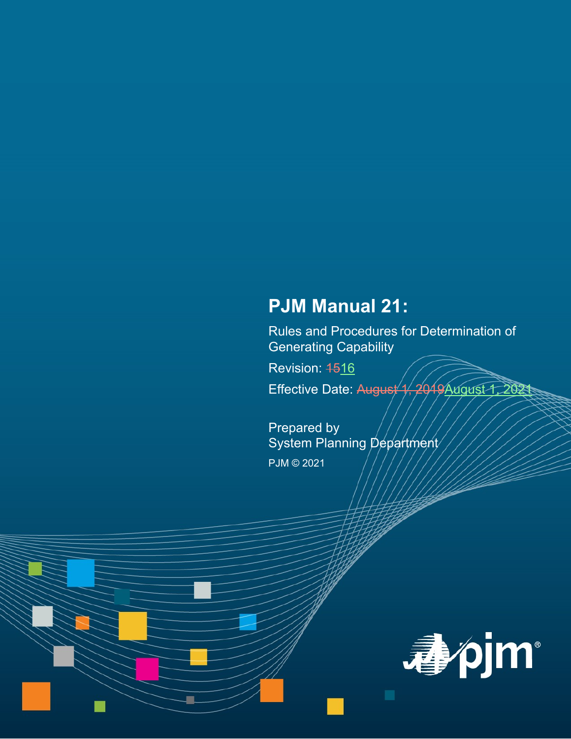# PJM Manual 21:

Rules and Procedures for Determination of Generating Capability

Revision: ~~15~~16

Effective Date: ~~August 1, 2019~~August 1, 2021

Prepared by
System Planning Department

PJM © 2021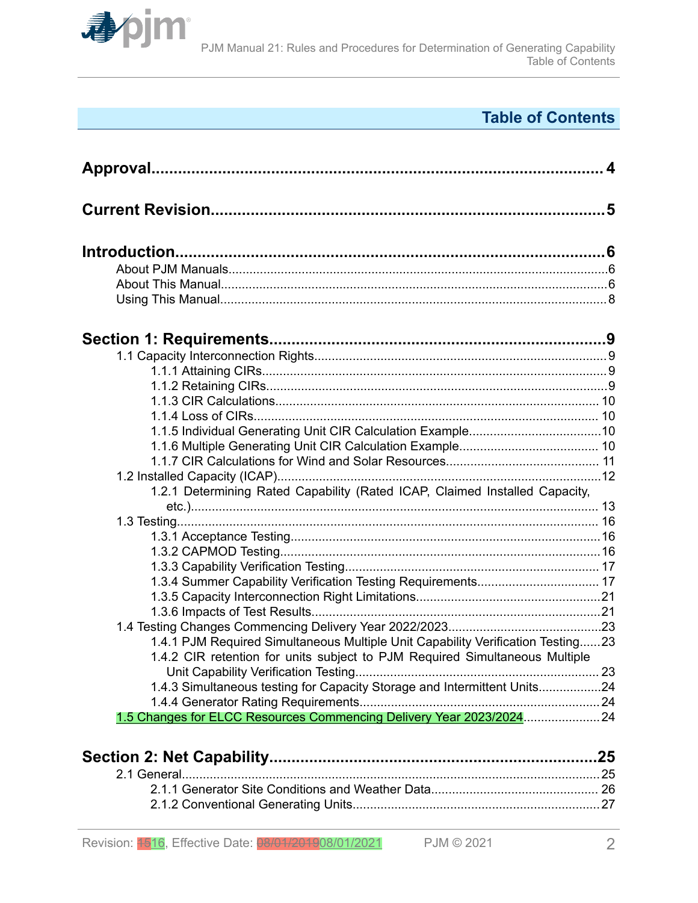# Table of Contents

**Approval.......................................................................................................4**

**Current Revision..........................................................................................5**

**Introduction...................................................................................................6**

- About PJM Manuals.....................................................................................6
- About This Manual......................................................................................6
- Using This Manual.......................................................................................8

**Section 1: Requirements...............................................................................9**

- 1.1 Capacity Interconnection Rights..........................................................9
  - 1.1.1 Attaining CIRs..............................................................................9
  - 1.1.2 Retaining CIRs.............................................................................9
  - 1.1.3 CIR Calculations.........................................................................10
  - 1.1.4 Loss of CIRs...............................................................................10
  - 1.1.5 Individual Generating Unit CIR Calculation Example..................10
  - 1.1.6 Multiple Generating Unit CIR Calculation Example.....................10
  - 1.1.7 CIR Calculations for Wind and Solar Resources.........................11
- 1.2 Installed Capacity (ICAP)...................................................................12
  - 1.2.1 Determining Rated Capability (Rated ICAP, Claimed Installed Capacity, etc.)....................................................................................13
- 1.3 Testing................................................................................................16
  - 1.3.1 Acceptance Testing.....................................................................16
  - 1.3.2 CAPMOD Testing........................................................................16
  - 1.3.3 Capability Verification Testing.....................................................17
  - 1.3.4 Summer Capability Verification Testing Requirements................17
  - 1.3.5 Capacity Interconnection Right Limitations..................................21
  - 1.3.6 Impacts of Test Results...............................................................21
- 1.4 Testing Changes Commencing Delivery Year 2022/2023......................23
  - 1.4.1 PJM Required Simultaneous Multiple Unit Capability Verification Testing......23
  - 1.4.2 CIR retention for units subject to PJM Required Simultaneous Multiple Unit Capability Verification Testing....................................................23
  - 1.4.3 Simultaneous testing for Capacity Storage and Intermittent Units.................24
  - 1.4.4 Generator Rating Requirements..................................................24
- 1.5 Changes for ELCC Resources Commencing Delivery Year 2023/2024......24

**Section 2: Net Capability............................................................................25**

- 2.1 General................................................................................................25
  - 2.1.1 Generator Site Conditions and Weather Data..............................26
  - 2.1.2 Conventional Generating Units....................................................27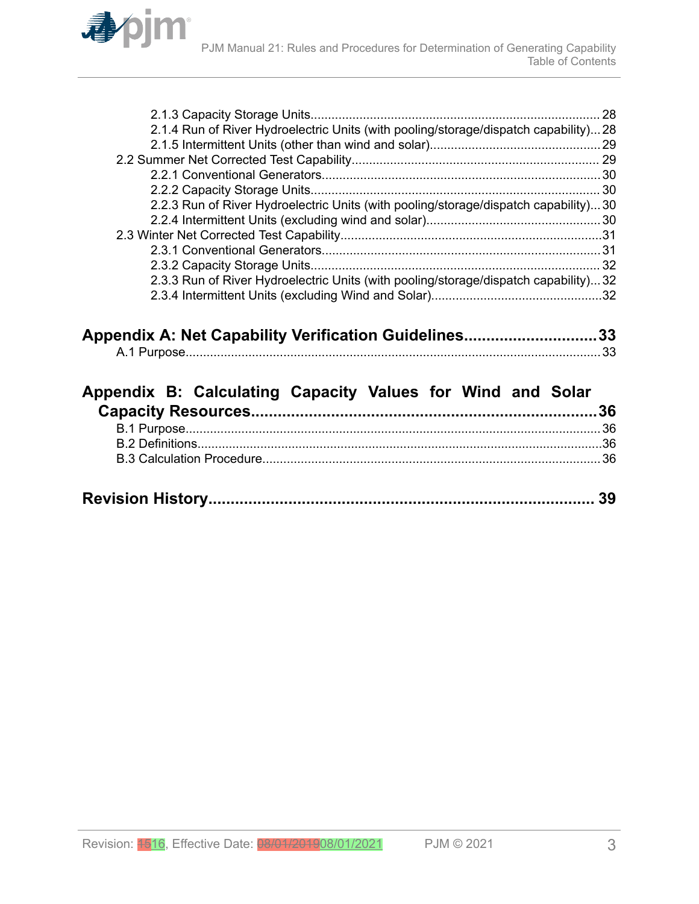2.1.3 Capacity Storage Units....................................................................................28
2.1.4 Run of River Hydroelectric Units (with pooling/storage/dispatch capability)...28
2.1.5 Intermittent Units (other than wind and solar)..................................................29
2.2 Summer Net Corrected Test Capability.......................................................................29
2.2.1 Conventional Generators...................................................................................30
2.2.2 Capacity Storage Units......................................................................................30
2.2.3 Run of River Hydroelectric Units (with pooling/storage/dispatch capability)...30
2.2.4 Intermittent Units (excluding wind and solar)..................................................30
2.3 Winter Net Corrected Test Capability..........................................................................31
2.3.1 Conventional Generators...................................................................................31
2.3.2 Capacity Storage Units......................................................................................32
2.3.3 Run of River Hydroelectric Units (with pooling/storage/dispatch capability)...32
2.3.4 Intermittent Units (excluding Wind and Solar)..................................................32

**Appendix A: Net Capability Verification Guidelines..............................33**

A.1 Purpose......................................................................................................................33

**Appendix B: Calculating Capacity Values for Wind and Solar Capacity Resources..............................................................................36**

B.1 Purpose......................................................................................................................36
B.2 Definitions..................................................................................................................36
B.3 Calculation Procedure.................................................................................................36

**Revision History.............................................................................................39**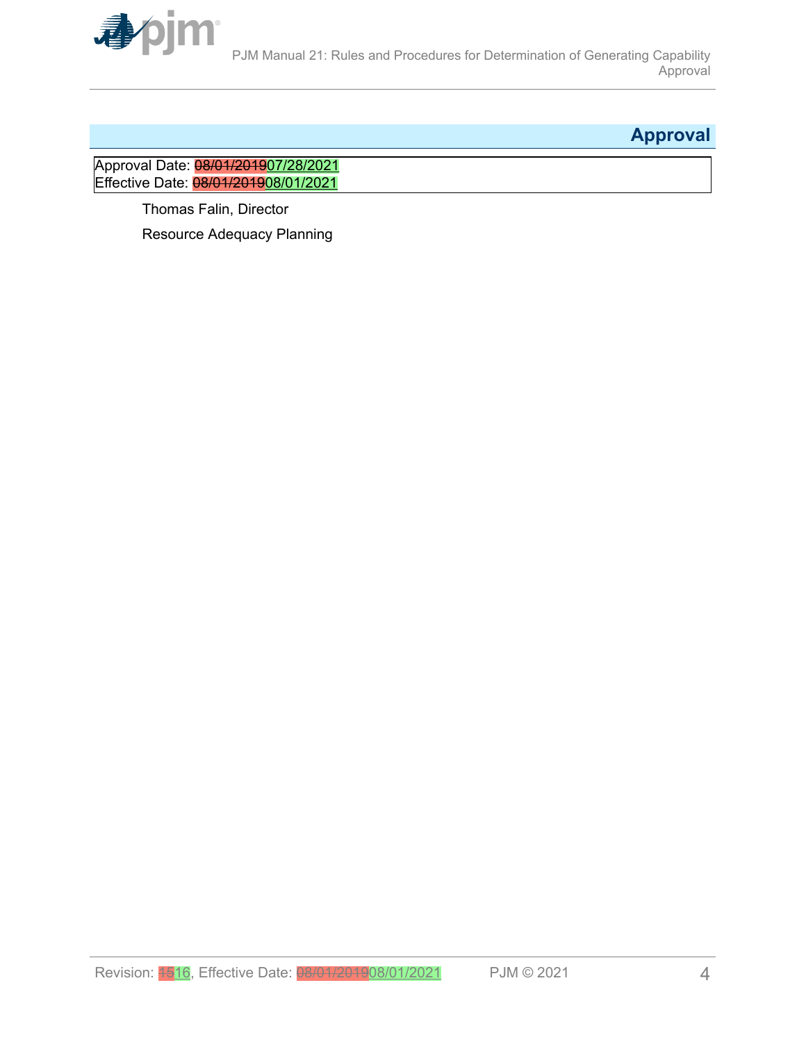## Approval

Approval Date: ~~08/01/2019~~07/28/2021
Effective Date: ~~08/01/2019~~08/01/2021

Thomas Falin, Director

Resource Adequacy Planning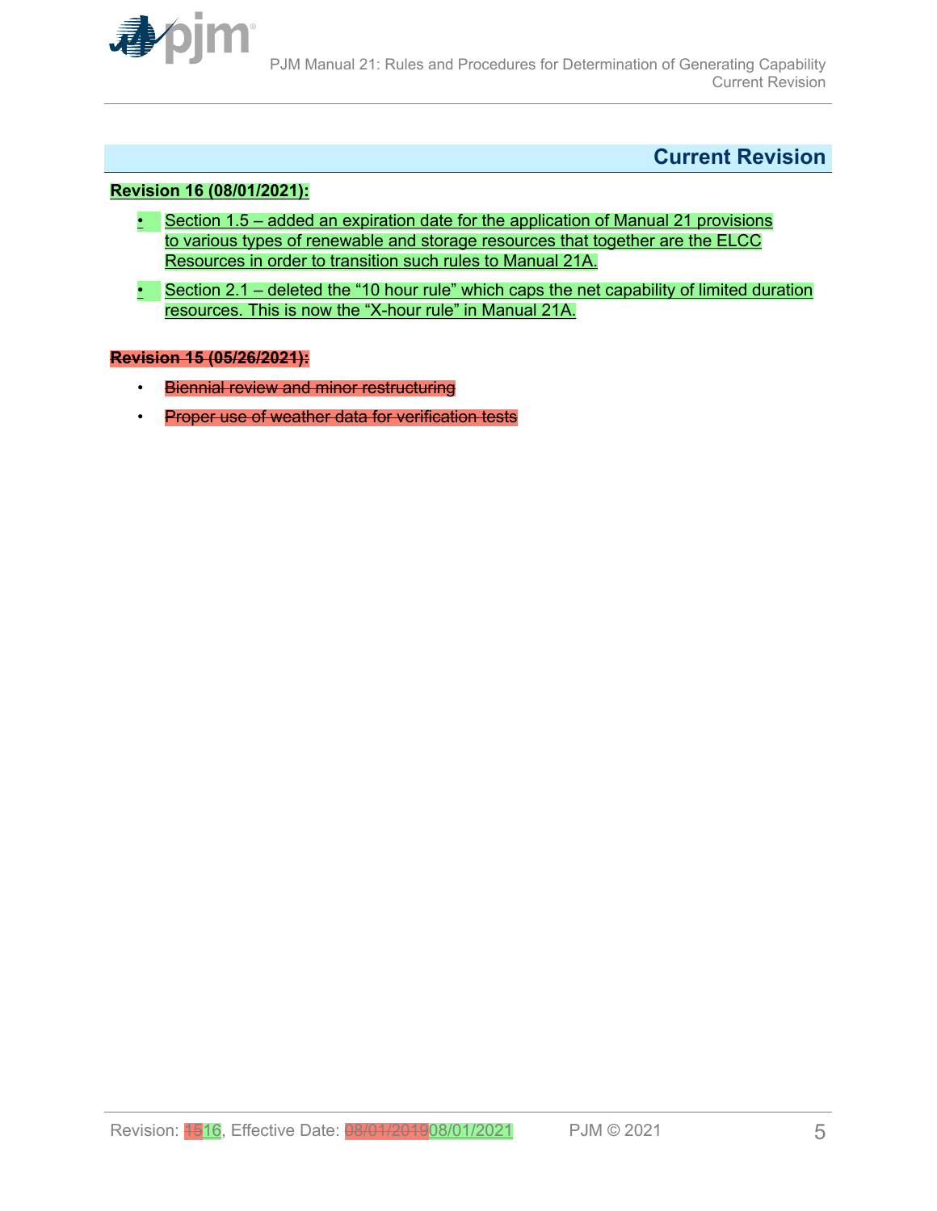## Current Revision

**Revision 16 (08/01/2021):**

- Section 1.5 – added an expiration date for the application of Manual 21 provisions to various types of renewable and storage resources that together are the ELCC Resources in order to transition such rules to Manual 21A.
- Section 2.1 – deleted the "10 hour rule" which caps the net capability of limited duration resources. This is now the "X-hour rule" in Manual 21A.

~~**Revision 15 (05/26/2021):**~~

- ~~Biennial review and minor restructuring~~
- ~~Proper use of weather data for verification tests~~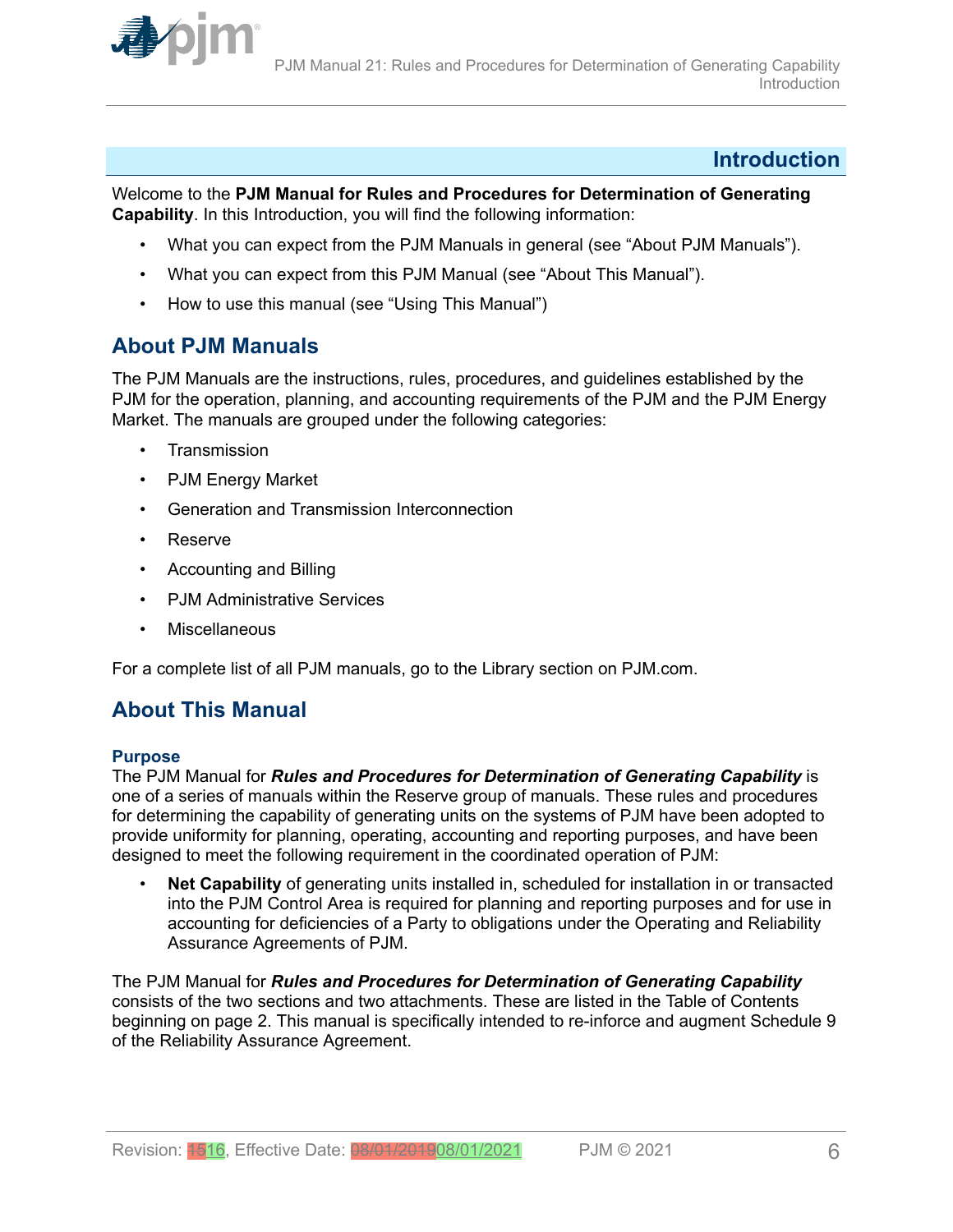# Introduction

Welcome to the **PJM Manual for Rules and Procedures for Determination of Generating Capability**. In this Introduction, you will find the following information:

- What you can expect from the PJM Manuals in general (see "About PJM Manuals").
- What you can expect from this PJM Manual (see "About This Manual").
- How to use this manual (see "Using This Manual")

## About PJM Manuals

The PJM Manuals are the instructions, rules, procedures, and guidelines established by the PJM for the operation, planning, and accounting requirements of the PJM and the PJM Energy Market. The manuals are grouped under the following categories:

- Transmission
- PJM Energy Market
- Generation and Transmission Interconnection
- Reserve
- Accounting and Billing
- PJM Administrative Services
- Miscellaneous

For a complete list of all PJM manuals, go to the Library section on PJM.com.

## About This Manual

### Purpose

The PJM Manual for ***Rules and Procedures for Determination of Generating Capability*** is one of a series of manuals within the Reserve group of manuals. These rules and procedures for determining the capability of generating units on the systems of PJM have been adopted to provide uniformity for planning, operating, accounting and reporting purposes, and have been designed to meet the following requirement in the coordinated operation of PJM:

- **Net Capability** of generating units installed in, scheduled for installation in or transacted into the PJM Control Area is required for planning and reporting purposes and for use in accounting for deficiencies of a Party to obligations under the Operating and Reliability Assurance Agreements of PJM.

The PJM Manual for ***Rules and Procedures for Determination of Generating Capability*** consists of the two sections and two attachments. These are listed in the Table of Contents beginning on page 2. This manual is specifically intended to re-inforce and augment Schedule 9 of the Reliability Assurance Agreement.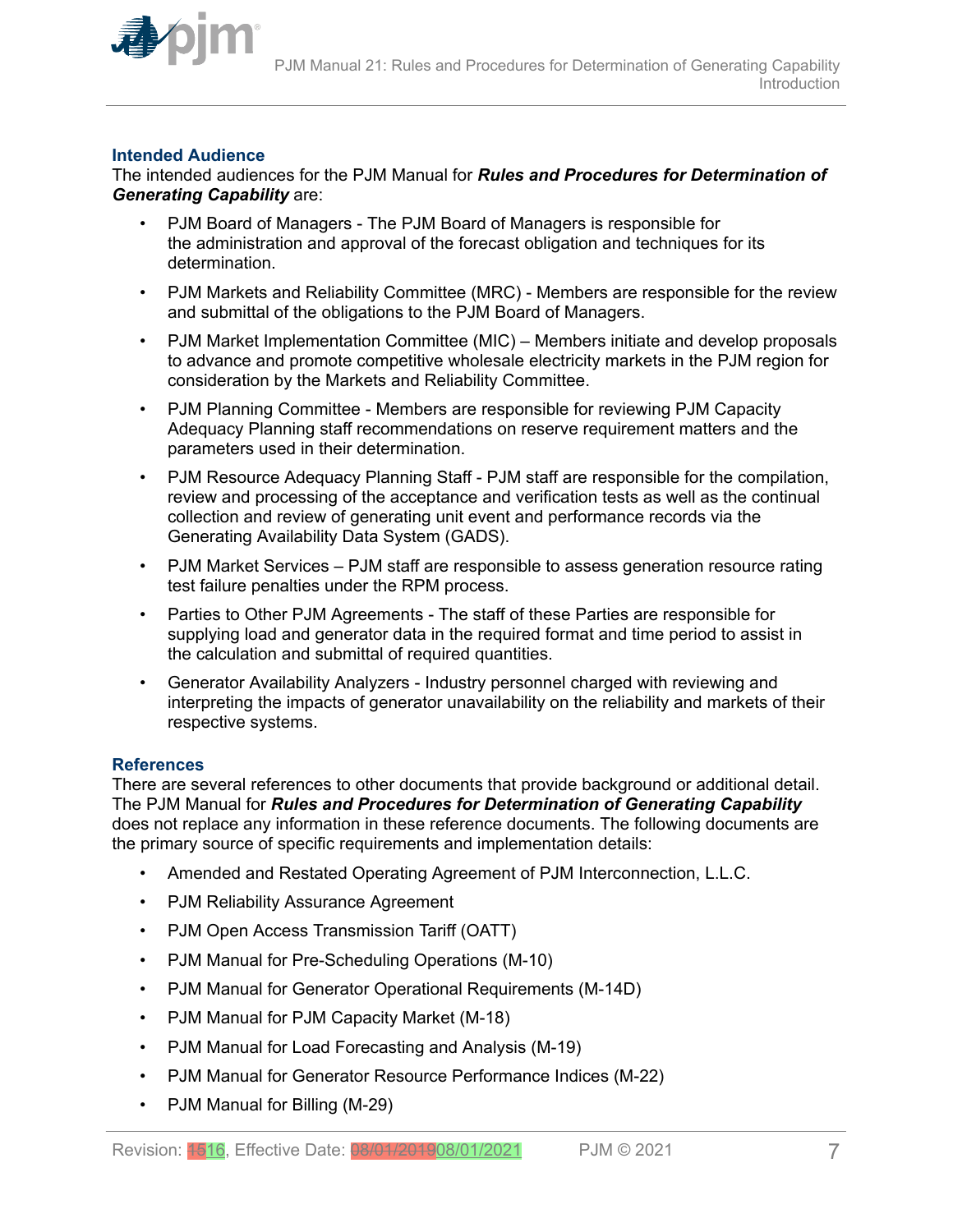## Intended Audience

The intended audiences for the PJM Manual for ***Rules and Procedures for Determination of Generating Capability*** are:

- PJM Board of Managers - The PJM Board of Managers is responsible for the administration and approval of the forecast obligation and techniques for its determination.
- PJM Markets and Reliability Committee (MRC) - Members are responsible for the review and submittal of the obligations to the PJM Board of Managers.
- PJM Market Implementation Committee (MIC) – Members initiate and develop proposals to advance and promote competitive wholesale electricity markets in the PJM region for consideration by the Markets and Reliability Committee.
- PJM Planning Committee - Members are responsible for reviewing PJM Capacity Adequacy Planning staff recommendations on reserve requirement matters and the parameters used in their determination.
- PJM Resource Adequacy Planning Staff - PJM staff are responsible for the compilation, review and processing of the acceptance and verification tests as well as the continual collection and review of generating unit event and performance records via the Generating Availability Data System (GADS).
- PJM Market Services – PJM staff are responsible to assess generation resource rating test failure penalties under the RPM process.
- Parties to Other PJM Agreements - The staff of these Parties are responsible for supplying load and generator data in the required format and time period to assist in the calculation and submittal of required quantities.
- Generator Availability Analyzers - Industry personnel charged with reviewing and interpreting the impacts of generator unavailability on the reliability and markets of their respective systems.

## References

There are several references to other documents that provide background or additional detail. The PJM Manual for ***Rules and Procedures for Determination of Generating Capability*** does not replace any information in these reference documents. The following documents are the primary source of specific requirements and implementation details:

- Amended and Restated Operating Agreement of PJM Interconnection, L.L.C.
- PJM Reliability Assurance Agreement
- PJM Open Access Transmission Tariff (OATT)
- PJM Manual for Pre-Scheduling Operations (M-10)
- PJM Manual for Generator Operational Requirements (M-14D)
- PJM Manual for PJM Capacity Market (M-18)
- PJM Manual for Load Forecasting and Analysis (M-19)
- PJM Manual for Generator Resource Performance Indices (M-22)
- PJM Manual for Billing (M-29)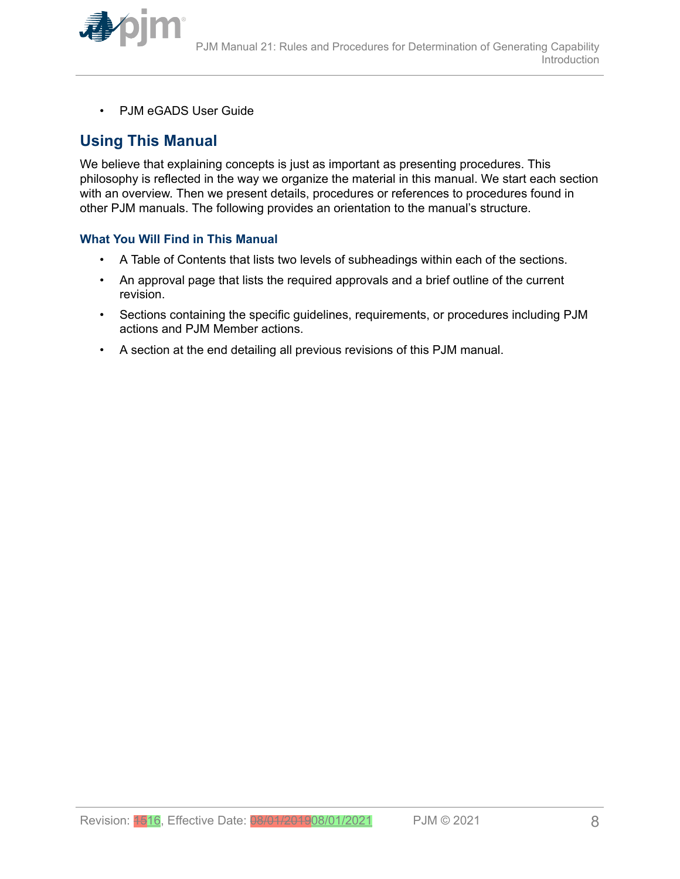- PJM eGADS User Guide

## Using This Manual

We believe that explaining concepts is just as important as presenting procedures. This philosophy is reflected in the way we organize the material in this manual. We start each section with an overview. Then we present details, procedures or references to procedures found in other PJM manuals. The following provides an orientation to the manual's structure.

### What You Will Find in This Manual

- A Table of Contents that lists two levels of subheadings within each of the sections.
- An approval page that lists the required approvals and a brief outline of the current revision.
- Sections containing the specific guidelines, requirements, or procedures including PJM actions and PJM Member actions.
- A section at the end detailing all previous revisions of this PJM manual.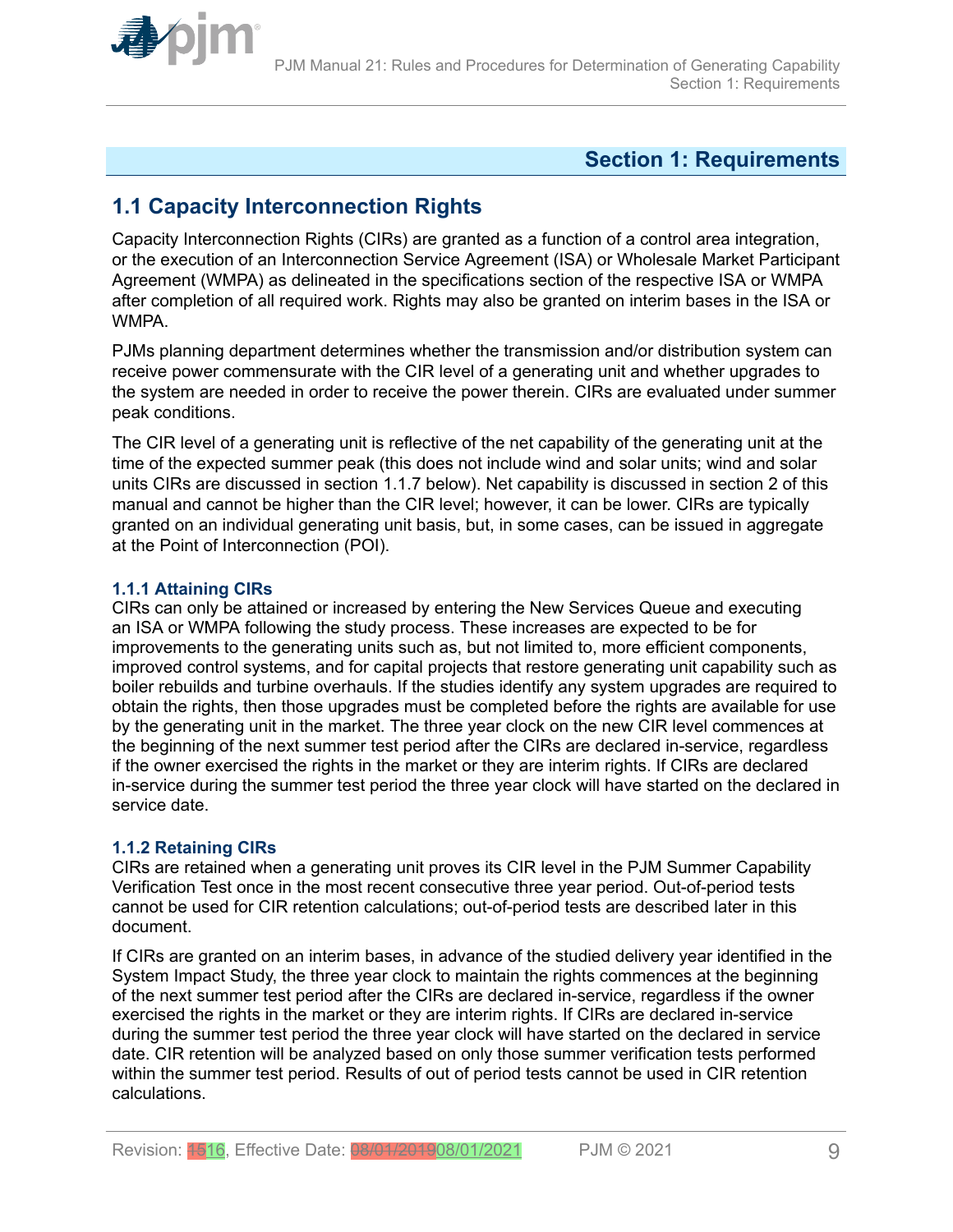# Section 1: Requirements

## 1.1 Capacity Interconnection Rights

Capacity Interconnection Rights (CIRs) are granted as a function of a control area integration, or the execution of an Interconnection Service Agreement (ISA) or Wholesale Market Participant Agreement (WMPA) as delineated in the specifications section of the respective ISA or WMPA after completion of all required work. Rights may also be granted on interim bases in the ISA or WMPA.

PJMs planning department determines whether the transmission and/or distribution system can receive power commensurate with the CIR level of a generating unit and whether upgrades to the system are needed in order to receive the power therein. CIRs are evaluated under summer peak conditions.

The CIR level of a generating unit is reflective of the net capability of the generating unit at the time of the expected summer peak (this does not include wind and solar units; wind and solar units CIRs are discussed in section 1.1.7 below). Net capability is discussed in section 2 of this manual and cannot be higher than the CIR level; however, it can be lower. CIRs are typically granted on an individual generating unit basis, but, in some cases, can be issued in aggregate at the Point of Interconnection (POI).

### 1.1.1 Attaining CIRs

CIRs can only be attained or increased by entering the New Services Queue and executing an ISA or WMPA following the study process. These increases are expected to be for improvements to the generating units such as, but not limited to, more efficient components, improved control systems, and for capital projects that restore generating unit capability such as boiler rebuilds and turbine overhauls. If the studies identify any system upgrades are required to obtain the rights, then those upgrades must be completed before the rights are available for use by the generating unit in the market. The three year clock on the new CIR level commences at the beginning of the next summer test period after the CIRs are declared in-service, regardless if the owner exercised the rights in the market or they are interim rights. If CIRs are declared in-service during the summer test period the three year clock will have started on the declared in service date.

### 1.1.2 Retaining CIRs

CIRs are retained when a generating unit proves its CIR level in the PJM Summer Capability Verification Test once in the most recent consecutive three year period. Out-of-period tests cannot be used for CIR retention calculations; out-of-period tests are described later in this document.

If CIRs are granted on an interim bases, in advance of the studied delivery year identified in the System Impact Study, the three year clock to maintain the rights commences at the beginning of the next summer test period after the CIRs are declared in-service, regardless if the owner exercised the rights in the market or they are interim rights. If CIRs are declared in-service during the summer test period the three year clock will have started on the declared in service date. CIR retention will be analyzed based on only those summer verification tests performed within the summer test period. Results of out of period tests cannot be used in CIR retention calculations.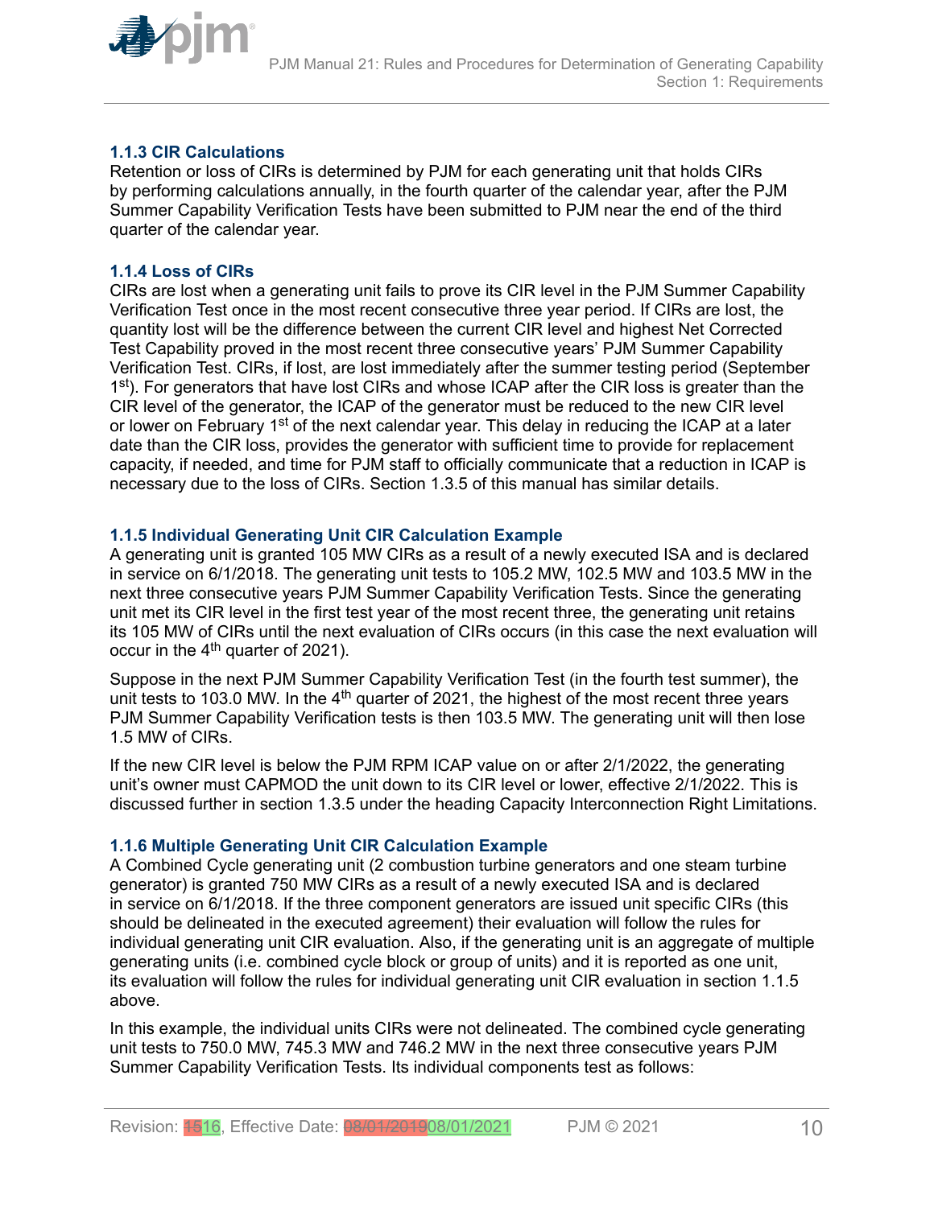### 1.1.3 CIR Calculations

Retention or loss of CIRs is determined by PJM for each generating unit that holds CIRs by performing calculations annually, in the fourth quarter of the calendar year, after the PJM Summer Capability Verification Tests have been submitted to PJM near the end of the third quarter of the calendar year.

### 1.1.4 Loss of CIRs

CIRs are lost when a generating unit fails to prove its CIR level in the PJM Summer Capability Verification Test once in the most recent consecutive three year period. If CIRs are lost, the quantity lost will be the difference between the current CIR level and highest Net Corrected Test Capability proved in the most recent three consecutive years' PJM Summer Capability Verification Test. CIRs, if lost, are lost immediately after the summer testing period (September 1st). For generators that have lost CIRs and whose ICAP after the CIR loss is greater than the CIR level of the generator, the ICAP of the generator must be reduced to the new CIR level or lower on February 1st of the next calendar year. This delay in reducing the ICAP at a later date than the CIR loss, provides the generator with sufficient time to provide for replacement capacity, if needed, and time for PJM staff to officially communicate that a reduction in ICAP is necessary due to the loss of CIRs. Section 1.3.5 of this manual has similar details.

### 1.1.5 Individual Generating Unit CIR Calculation Example

A generating unit is granted 105 MW CIRs as a result of a newly executed ISA and is declared in service on 6/1/2018. The generating unit tests to 105.2 MW, 102.5 MW and 103.5 MW in the next three consecutive years PJM Summer Capability Verification Tests. Since the generating unit met its CIR level in the first test year of the most recent three, the generating unit retains its 105 MW of CIRs until the next evaluation of CIRs occurs (in this case the next evaluation will occur in the 4th quarter of 2021).

Suppose in the next PJM Summer Capability Verification Test (in the fourth test summer), the unit tests to 103.0 MW. In the 4th quarter of 2021, the highest of the most recent three years PJM Summer Capability Verification tests is then 103.5 MW. The generating unit will then lose 1.5 MW of CIRs.

If the new CIR level is below the PJM RPM ICAP value on or after 2/1/2022, the generating unit's owner must CAPMOD the unit down to its CIR level or lower, effective 2/1/2022. This is discussed further in section 1.3.5 under the heading Capacity Interconnection Right Limitations.

### 1.1.6 Multiple Generating Unit CIR Calculation Example

A Combined Cycle generating unit (2 combustion turbine generators and one steam turbine generator) is granted 750 MW CIRs as a result of a newly executed ISA and is declared in service on 6/1/2018. If the three component generators are issued unit specific CIRs (this should be delineated in the executed agreement) their evaluation will follow the rules for individual generating unit CIR evaluation. Also, if the generating unit is an aggregate of multiple generating units (i.e. combined cycle block or group of units) and it is reported as one unit, its evaluation will follow the rules for individual generating unit CIR evaluation in section 1.1.5 above.

In this example, the individual units CIRs were not delineated. The combined cycle generating unit tests to 750.0 MW, 745.3 MW and 746.2 MW in the next three consecutive years PJM Summer Capability Verification Tests. Its individual components test as follows: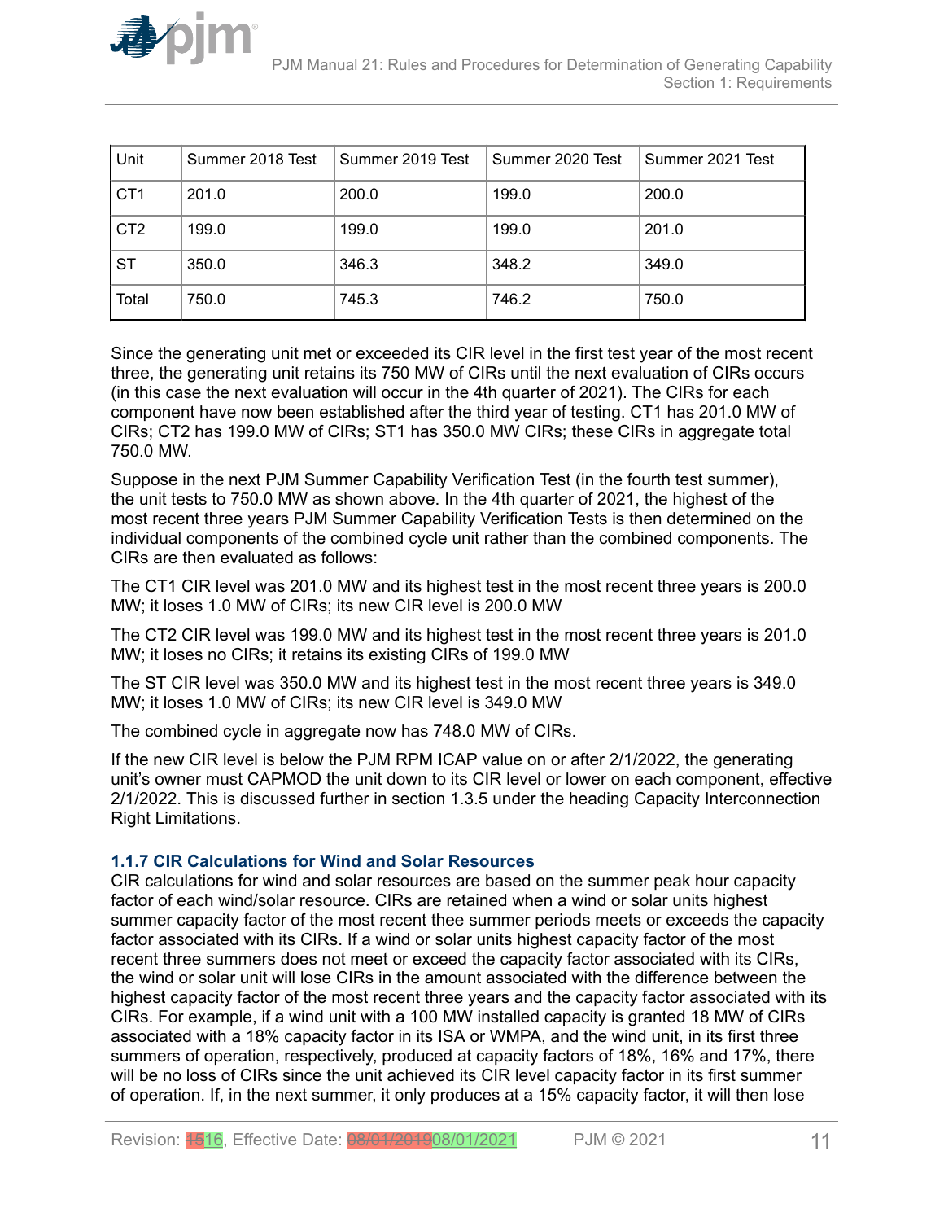| Unit | Summer 2018 Test | Summer 2019 Test | Summer 2020 Test | Summer 2021 Test |
| --- | --- | --- | --- | --- |
| CT1 | 201.0 | 200.0 | 199.0 | 200.0 |
| CT2 | 199.0 | 199.0 | 199.0 | 201.0 |
| ST | 350.0 | 346.3 | 348.2 | 349.0 |
| Total | 750.0 | 745.3 | 746.2 | 750.0 |

Since the generating unit met or exceeded its CIR level in the first test year of the most recent three, the generating unit retains its 750 MW of CIRs until the next evaluation of CIRs occurs (in this case the next evaluation will occur in the 4th quarter of 2021). The CIRs for each component have now been established after the third year of testing. CT1 has 201.0 MW of CIRs; CT2 has 199.0 MW of CIRs; ST1 has 350.0 MW CIRs; these CIRs in aggregate total 750.0 MW.

Suppose in the next PJM Summer Capability Verification Test (in the fourth test summer), the unit tests to 750.0 MW as shown above. In the 4th quarter of 2021, the highest of the most recent three years PJM Summer Capability Verification Tests is then determined on the individual components of the combined cycle unit rather than the combined components. The CIRs are then evaluated as follows:

The CT1 CIR level was 201.0 MW and its highest test in the most recent three years is 200.0 MW; it loses 1.0 MW of CIRs; its new CIR level is 200.0 MW

The CT2 CIR level was 199.0 MW and its highest test in the most recent three years is 201.0 MW; it loses no CIRs; it retains its existing CIRs of 199.0 MW

The ST CIR level was 350.0 MW and its highest test in the most recent three years is 349.0 MW; it loses 1.0 MW of CIRs; its new CIR level is 349.0 MW

The combined cycle in aggregate now has 748.0 MW of CIRs.

If the new CIR level is below the PJM RPM ICAP value on or after 2/1/2022, the generating unit's owner must CAPMOD the unit down to its CIR level or lower on each component, effective 2/1/2022. This is discussed further in section 1.3.5 under the heading Capacity Interconnection Right Limitations.

### 1.1.7 CIR Calculations for Wind and Solar Resources

CIR calculations for wind and solar resources are based on the summer peak hour capacity factor of each wind/solar resource. CIRs are retained when a wind or solar units highest summer capacity factor of the most recent thee summer periods meets or exceeds the capacity factor associated with its CIRs. If a wind or solar units highest capacity factor of the most recent three summers does not meet or exceed the capacity factor associated with its CIRs, the wind or solar unit will lose CIRs in the amount associated with the difference between the highest capacity factor of the most recent three years and the capacity factor associated with its CIRs. For example, if a wind unit with a 100 MW installed capacity is granted 18 MW of CIRs associated with a 18% capacity factor in its ISA or WMPA, and the wind unit, in its first three summers of operation, respectively, produced at capacity factors of 18%, 16% and 17%, there will be no loss of CIRs since the unit achieved its CIR level capacity factor in its first summer of operation. If, in the next summer, it only produces at a 15% capacity factor, it will then lose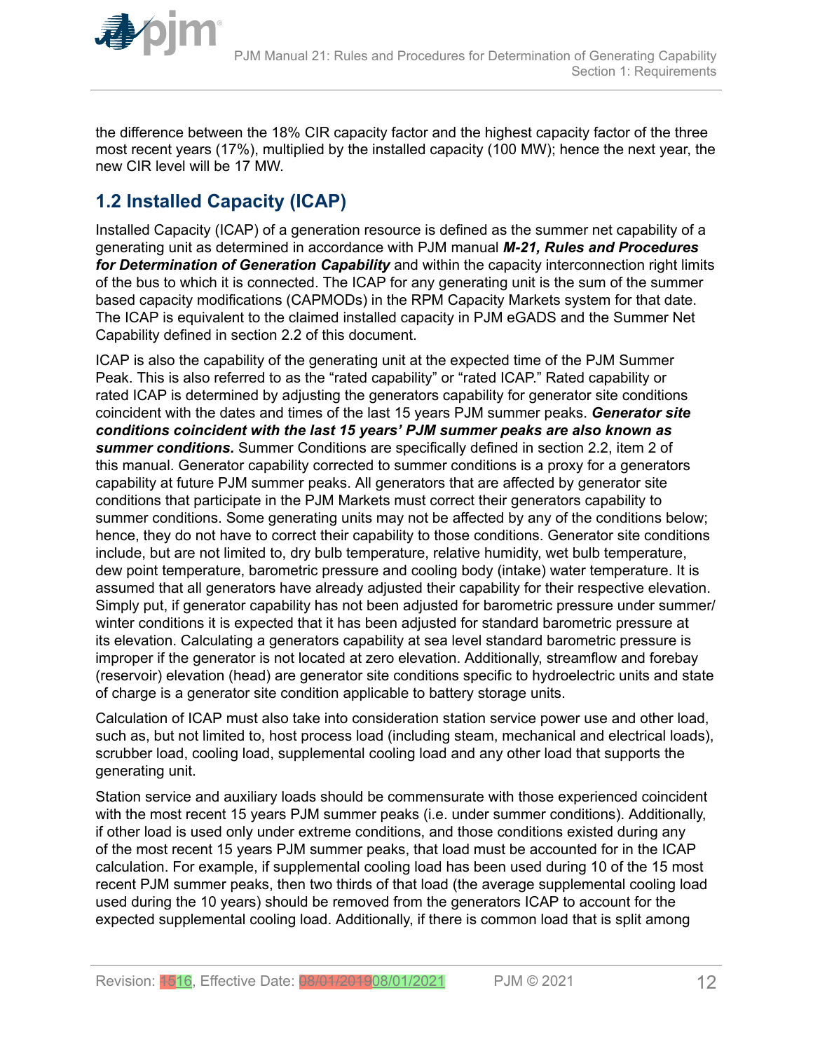the difference between the 18% CIR capacity factor and the highest capacity factor of the three most recent years (17%), multiplied by the installed capacity (100 MW); hence the next year, the new CIR level will be 17 MW.

## 1.2 Installed Capacity (ICAP)

Installed Capacity (ICAP) of a generation resource is defined as the summer net capability of a generating unit as determined in accordance with PJM manual ***M-21, Rules and Procedures for Determination of Generation Capability*** and within the capacity interconnection right limits of the bus to which it is connected. The ICAP for any generating unit is the sum of the summer based capacity modifications (CAPMODs) in the RPM Capacity Markets system for that date. The ICAP is equivalent to the claimed installed capacity in PJM eGADS and the Summer Net Capability defined in section 2.2 of this document.

ICAP is also the capability of the generating unit at the expected time of the PJM Summer Peak. This is also referred to as the "rated capability" or "rated ICAP." Rated capability or rated ICAP is determined by adjusting the generators capability for generator site conditions coincident with the dates and times of the last 15 years PJM summer peaks. ***Generator site conditions coincident with the last 15 years' PJM summer peaks are also known as summer conditions.*** Summer Conditions are specifically defined in section 2.2, item 2 of this manual. Generator capability corrected to summer conditions is a proxy for a generators capability at future PJM summer peaks. All generators that are affected by generator site conditions that participate in the PJM Markets must correct their generators capability to summer conditions. Some generating units may not be affected by any of the conditions below; hence, they do not have to correct their capability to those conditions. Generator site conditions include, but are not limited to, dry bulb temperature, relative humidity, wet bulb temperature, dew point temperature, barometric pressure and cooling body (intake) water temperature. It is assumed that all generators have already adjusted their capability for their respective elevation. Simply put, if generator capability has not been adjusted for barometric pressure under summer/ winter conditions it is expected that it has been adjusted for standard barometric pressure at its elevation. Calculating a generators capability at sea level standard barometric pressure is improper if the generator is not located at zero elevation. Additionally, streamflow and forebay (reservoir) elevation (head) are generator site conditions specific to hydroelectric units and state of charge is a generator site condition applicable to battery storage units.

Calculation of ICAP must also take into consideration station service power use and other load, such as, but not limited to, host process load (including steam, mechanical and electrical loads), scrubber load, cooling load, supplemental cooling load and any other load that supports the generating unit.

Station service and auxiliary loads should be commensurate with those experienced coincident with the most recent 15 years PJM summer peaks (i.e. under summer conditions). Additionally, if other load is used only under extreme conditions, and those conditions existed during any of the most recent 15 years PJM summer peaks, that load must be accounted for in the ICAP calculation. For example, if supplemental cooling load has been used during 10 of the 15 most recent PJM summer peaks, then two thirds of that load (the average supplemental cooling load used during the 10 years) should be removed from the generators ICAP to account for the expected supplemental cooling load. Additionally, if there is common load that is split among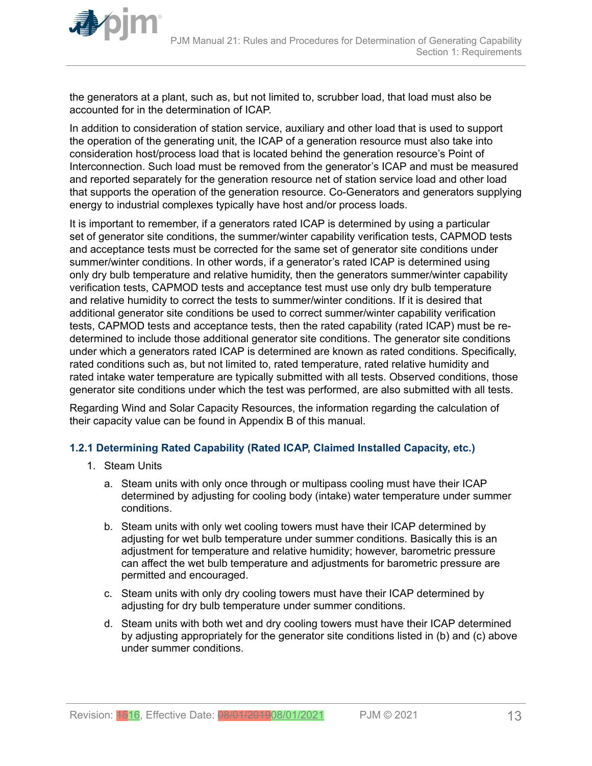the generators at a plant, such as, but not limited to, scrubber load, that load must also be accounted for in the determination of ICAP.

In addition to consideration of station service, auxiliary and other load that is used to support the operation of the generating unit, the ICAP of a generation resource must also take into consideration host/process load that is located behind the generation resource's Point of Interconnection. Such load must be removed from the generator's ICAP and must be measured and reported separately for the generation resource net of station service load and other load that supports the operation of the generation resource. Co-Generators and generators supplying energy to industrial complexes typically have host and/or process loads.

It is important to remember, if a generators rated ICAP is determined by using a particular set of generator site conditions, the summer/winter capability verification tests, CAPMOD tests and acceptance tests must be corrected for the same set of generator site conditions under summer/winter conditions. In other words, if a generator's rated ICAP is determined using only dry bulb temperature and relative humidity, then the generators summer/winter capability verification tests, CAPMOD tests and acceptance test must use only dry bulb temperature and relative humidity to correct the tests to summer/winter conditions. If it is desired that additional generator site conditions be used to correct summer/winter capability verification tests, CAPMOD tests and acceptance tests, then the rated capability (rated ICAP) must be re-determined to include those additional generator site conditions. The generator site conditions under which a generators rated ICAP is determined are known as rated conditions. Specifically, rated conditions such as, but not limited to, rated temperature, rated relative humidity and rated intake water temperature are typically submitted with all tests. Observed conditions, those generator site conditions under which the test was performed, are also submitted with all tests.

Regarding Wind and Solar Capacity Resources, the information regarding the calculation of their capacity value can be found in Appendix B of this manual.

### 1.2.1 Determining Rated Capability (Rated ICAP, Claimed Installed Capacity, etc.)

1. Steam Units
   a. Steam units with only once through or multipass cooling must have their ICAP determined by adjusting for cooling body (intake) water temperature under summer conditions.
   b. Steam units with only wet cooling towers must have their ICAP determined by adjusting for wet bulb temperature under summer conditions. Basically this is an adjustment for temperature and relative humidity; however, barometric pressure can affect the wet bulb temperature and adjustments for barometric pressure are permitted and encouraged.
   c. Steam units with only dry cooling towers must have their ICAP determined by adjusting for dry bulb temperature under summer conditions.
   d. Steam units with both wet and dry cooling towers must have their ICAP determined by adjusting appropriately for the generator site conditions listed in (b) and (c) above under summer conditions.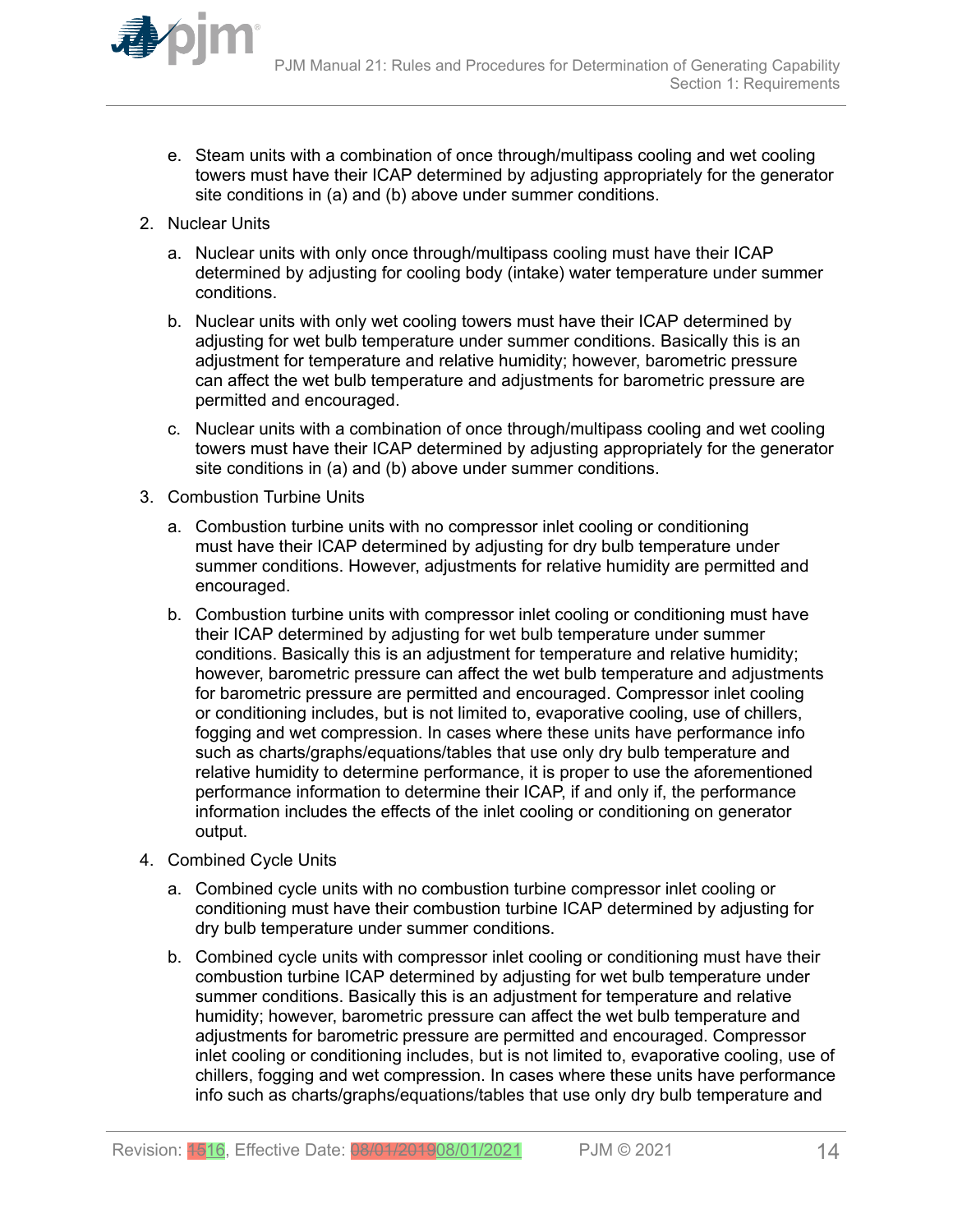e. Steam units with a combination of once through/multipass cooling and wet cooling towers must have their ICAP determined by adjusting appropriately for the generator site conditions in (a) and (b) above under summer conditions.

2. Nuclear Units

   a. Nuclear units with only once through/multipass cooling must have their ICAP determined by adjusting for cooling body (intake) water temperature under summer conditions.

   b. Nuclear units with only wet cooling towers must have their ICAP determined by adjusting for wet bulb temperature under summer conditions. Basically this is an adjustment for temperature and relative humidity; however, barometric pressure can affect the wet bulb temperature and adjustments for barometric pressure are permitted and encouraged.

   c. Nuclear units with a combination of once through/multipass cooling and wet cooling towers must have their ICAP determined by adjusting appropriately for the generator site conditions in (a) and (b) above under summer conditions.

3. Combustion Turbine Units

   a. Combustion turbine units with no compressor inlet cooling or conditioning must have their ICAP determined by adjusting for dry bulb temperature under summer conditions. However, adjustments for relative humidity are permitted and encouraged.

   b. Combustion turbine units with compressor inlet cooling or conditioning must have their ICAP determined by adjusting for wet bulb temperature under summer conditions. Basically this is an adjustment for temperature and relative humidity; however, barometric pressure can affect the wet bulb temperature and adjustments for barometric pressure are permitted and encouraged. Compressor inlet cooling or conditioning includes, but is not limited to, evaporative cooling, use of chillers, fogging and wet compression. In cases where these units have performance info such as charts/graphs/equations/tables that use only dry bulb temperature and relative humidity to determine performance, it is proper to use the aforementioned performance information to determine their ICAP, if and only if, the performance information includes the effects of the inlet cooling or conditioning on generator output.

4. Combined Cycle Units

   a. Combined cycle units with no combustion turbine compressor inlet cooling or conditioning must have their combustion turbine ICAP determined by adjusting for dry bulb temperature under summer conditions.

   b. Combined cycle units with compressor inlet cooling or conditioning must have their combustion turbine ICAP determined by adjusting for wet bulb temperature under summer conditions. Basically this is an adjustment for temperature and relative humidity; however, barometric pressure can affect the wet bulb temperature and adjustments for barometric pressure are permitted and encouraged. Compressor inlet cooling or conditioning includes, but is not limited to, evaporative cooling, use of chillers, fogging and wet compression. In cases where these units have performance info such as charts/graphs/equations/tables that use only dry bulb temperature and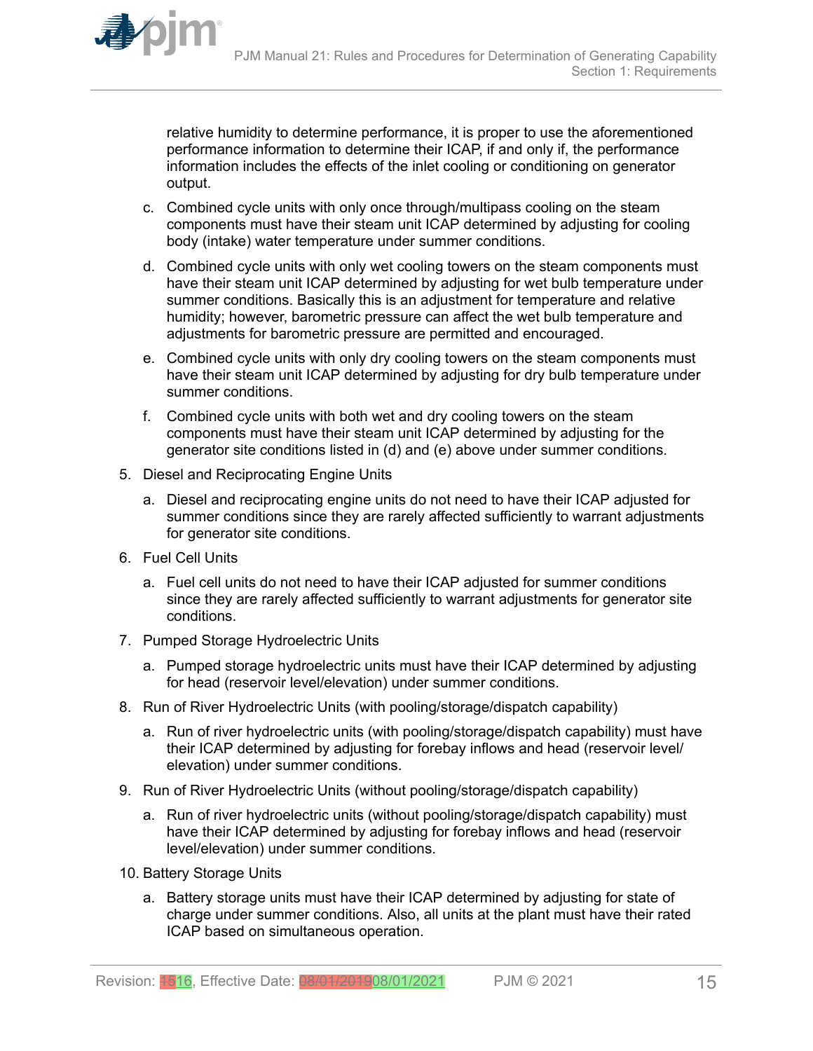relative humidity to determine performance, it is proper to use the aforementioned performance information to determine their ICAP, if and only if, the performance information includes the effects of the inlet cooling or conditioning on generator output.

c. Combined cycle units with only once through/multipass cooling on the steam components must have their steam unit ICAP determined by adjusting for cooling body (intake) water temperature under summer conditions.

d. Combined cycle units with only wet cooling towers on the steam components must have their steam unit ICAP determined by adjusting for wet bulb temperature under summer conditions. Basically this is an adjustment for temperature and relative humidity; however, barometric pressure can affect the wet bulb temperature and adjustments for barometric pressure are permitted and encouraged.

e. Combined cycle units with only dry cooling towers on the steam components must have their steam unit ICAP determined by adjusting for dry bulb temperature under summer conditions.

f. Combined cycle units with both wet and dry cooling towers on the steam components must have their steam unit ICAP determined by adjusting for the generator site conditions listed in (d) and (e) above under summer conditions.

5. Diesel and Reciprocating Engine Units

   a. Diesel and reciprocating engine units do not need to have their ICAP adjusted for summer conditions since they are rarely affected sufficiently to warrant adjustments for generator site conditions.

6. Fuel Cell Units

   a. Fuel cell units do not need to have their ICAP adjusted for summer conditions since they are rarely affected sufficiently to warrant adjustments for generator site conditions.

7. Pumped Storage Hydroelectric Units

   a. Pumped storage hydroelectric units must have their ICAP determined by adjusting for head (reservoir level/elevation) under summer conditions.

8. Run of River Hydroelectric Units (with pooling/storage/dispatch capability)

   a. Run of river hydroelectric units (with pooling/storage/dispatch capability) must have their ICAP determined by adjusting for forebay inflows and head (reservoir level/elevation) under summer conditions.

9. Run of River Hydroelectric Units (without pooling/storage/dispatch capability)

   a. Run of river hydroelectric units (without pooling/storage/dispatch capability) must have their ICAP determined by adjusting for forebay inflows and head (reservoir level/elevation) under summer conditions.

10. Battery Storage Units

    a. Battery storage units must have their ICAP determined by adjusting for state of charge under summer conditions. Also, all units at the plant must have their rated ICAP based on simultaneous operation.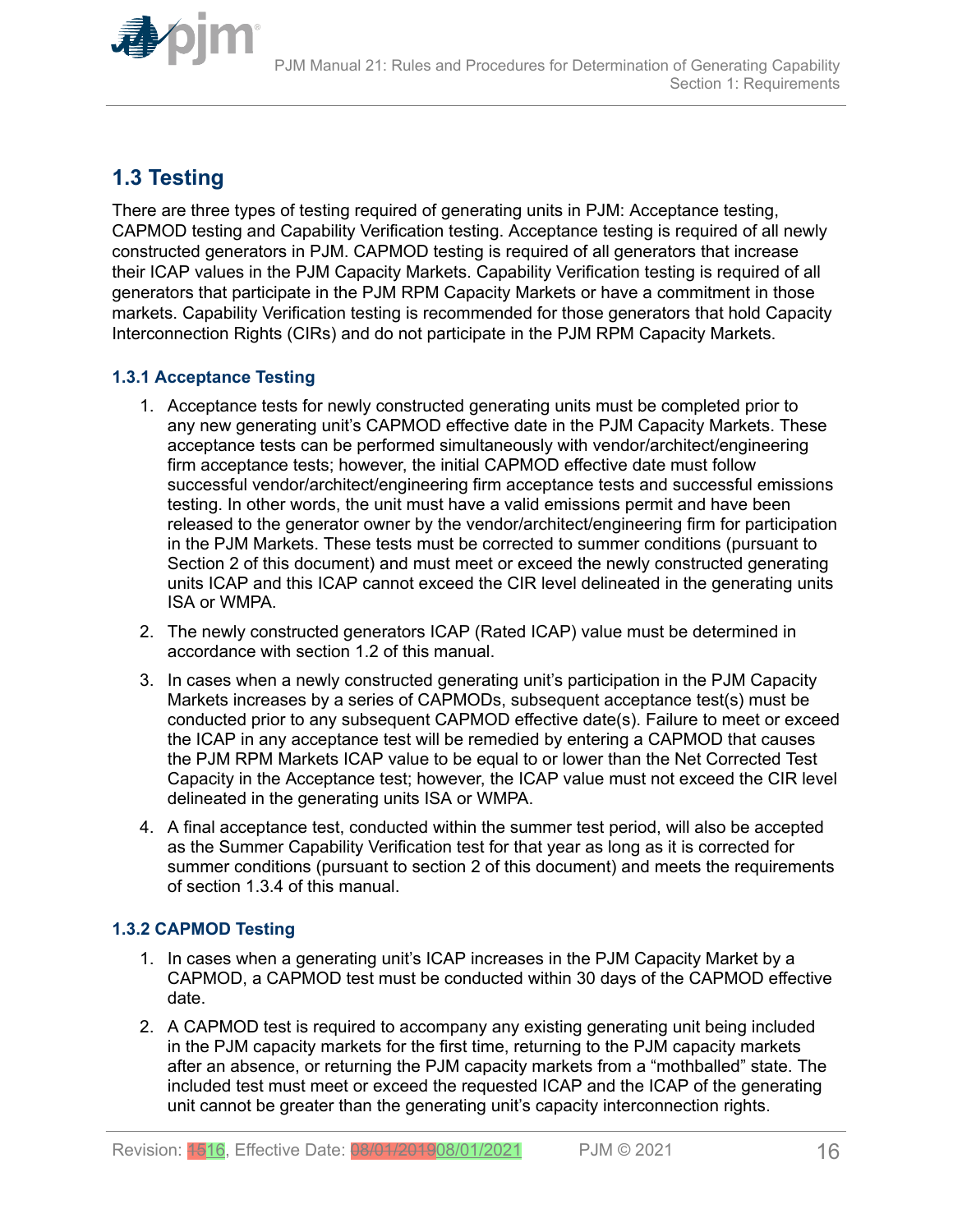## 1.3 Testing

There are three types of testing required of generating units in PJM: Acceptance testing, CAPMOD testing and Capability Verification testing. Acceptance testing is required of all newly constructed generators in PJM. CAPMOD testing is required of all generators that increase their ICAP values in the PJM Capacity Markets. Capability Verification testing is required of all generators that participate in the PJM RPM Capacity Markets or have a commitment in those markets. Capability Verification testing is recommended for those generators that hold Capacity Interconnection Rights (CIRs) and do not participate in the PJM RPM Capacity Markets.

### 1.3.1 Acceptance Testing

1. Acceptance tests for newly constructed generating units must be completed prior to any new generating unit's CAPMOD effective date in the PJM Capacity Markets. These acceptance tests can be performed simultaneously with vendor/architect/engineering firm acceptance tests; however, the initial CAPMOD effective date must follow successful vendor/architect/engineering firm acceptance tests and successful emissions testing. In other words, the unit must have a valid emissions permit and have been released to the generator owner by the vendor/architect/engineering firm for participation in the PJM Markets. These tests must be corrected to summer conditions (pursuant to Section 2 of this document) and must meet or exceed the newly constructed generating units ICAP and this ICAP cannot exceed the CIR level delineated in the generating units ISA or WMPA.
2. The newly constructed generators ICAP (Rated ICAP) value must be determined in accordance with section 1.2 of this manual.
3. In cases when a newly constructed generating unit's participation in the PJM Capacity Markets increases by a series of CAPMODs, subsequent acceptance test(s) must be conducted prior to any subsequent CAPMOD effective date(s). Failure to meet or exceed the ICAP in any acceptance test will be remedied by entering a CAPMOD that causes the PJM RPM Markets ICAP value to be equal to or lower than the Net Corrected Test Capacity in the Acceptance test; however, the ICAP value must not exceed the CIR level delineated in the generating units ISA or WMPA.
4. A final acceptance test, conducted within the summer test period, will also be accepted as the Summer Capability Verification test for that year as long as it is corrected for summer conditions (pursuant to section 2 of this document) and meets the requirements of section 1.3.4 of this manual.

### 1.3.2 CAPMOD Testing

1. In cases when a generating unit's ICAP increases in the PJM Capacity Market by a CAPMOD, a CAPMOD test must be conducted within 30 days of the CAPMOD effective date.
2. A CAPMOD test is required to accompany any existing generating unit being included in the PJM capacity markets for the first time, returning to the PJM capacity markets after an absence, or returning the PJM capacity markets from a "mothballed" state. The included test must meet or exceed the requested ICAP and the ICAP of the generating unit cannot be greater than the generating unit's capacity interconnection rights.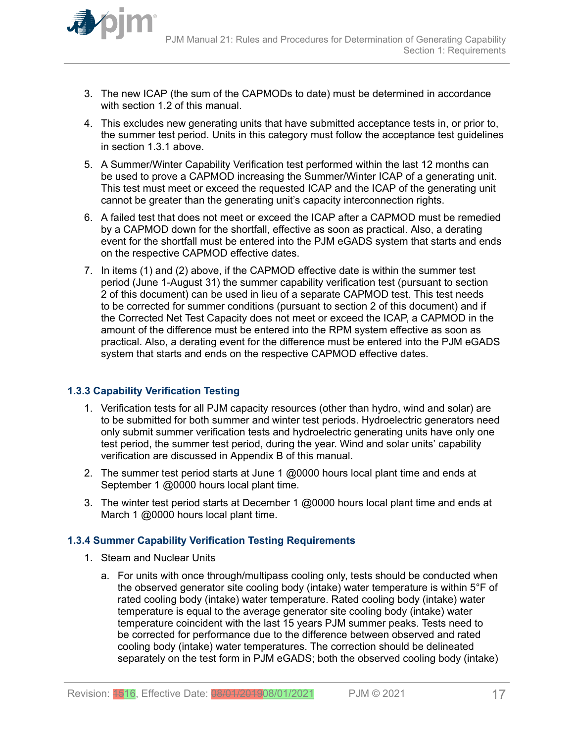3. The new ICAP (the sum of the CAPMODs to date) must be determined in accordance with section 1.2 of this manual.

4. This excludes new generating units that have submitted acceptance tests in, or prior to, the summer test period. Units in this category must follow the acceptance test guidelines in section 1.3.1 above.

5. A Summer/Winter Capability Verification test performed within the last 12 months can be used to prove a CAPMOD increasing the Summer/Winter ICAP of a generating unit. This test must meet or exceed the requested ICAP and the ICAP of the generating unit cannot be greater than the generating unit's capacity interconnection rights.

6. A failed test that does not meet or exceed the ICAP after a CAPMOD must be remedied by a CAPMOD down for the shortfall, effective as soon as practical. Also, a derating event for the shortfall must be entered into the PJM eGADS system that starts and ends on the respective CAPMOD effective dates.

7. In items (1) and (2) above, if the CAPMOD effective date is within the summer test period (June 1-August 31) the summer capability verification test (pursuant to section 2 of this document) can be used in lieu of a separate CAPMOD test. This test needs to be corrected for summer conditions (pursuant to section 2 of this document) and if the Corrected Net Test Capacity does not meet or exceed the ICAP, a CAPMOD in the amount of the difference must be entered into the RPM system effective as soon as practical. Also, a derating event for the difference must be entered into the PJM eGADS system that starts and ends on the respective CAPMOD effective dates.

### 1.3.3 Capability Verification Testing

1. Verification tests for all PJM capacity resources (other than hydro, wind and solar) are to be submitted for both summer and winter test periods. Hydroelectric generators need only submit summer verification tests and hydroelectric generating units have only one test period, the summer test period, during the year. Wind and solar units' capability verification are discussed in Appendix B of this manual.

2. The summer test period starts at June 1 @0000 hours local plant time and ends at September 1 @0000 hours local plant time.

3. The winter test period starts at December 1 @0000 hours local plant time and ends at March 1 @0000 hours local plant time.

### 1.3.4 Summer Capability Verification Testing Requirements

1. Steam and Nuclear Units

   a. For units with once through/multipass cooling only, tests should be conducted when the observed generator site cooling body (intake) water temperature is within 5°F of rated cooling body (intake) water temperature. Rated cooling body (intake) water temperature is equal to the average generator site cooling body (intake) water temperature coincident with the last 15 years PJM summer peaks. Tests need to be corrected for performance due to the difference between observed and rated cooling body (intake) water temperatures. The correction should be delineated separately on the test form in PJM eGADS; both the observed cooling body (intake)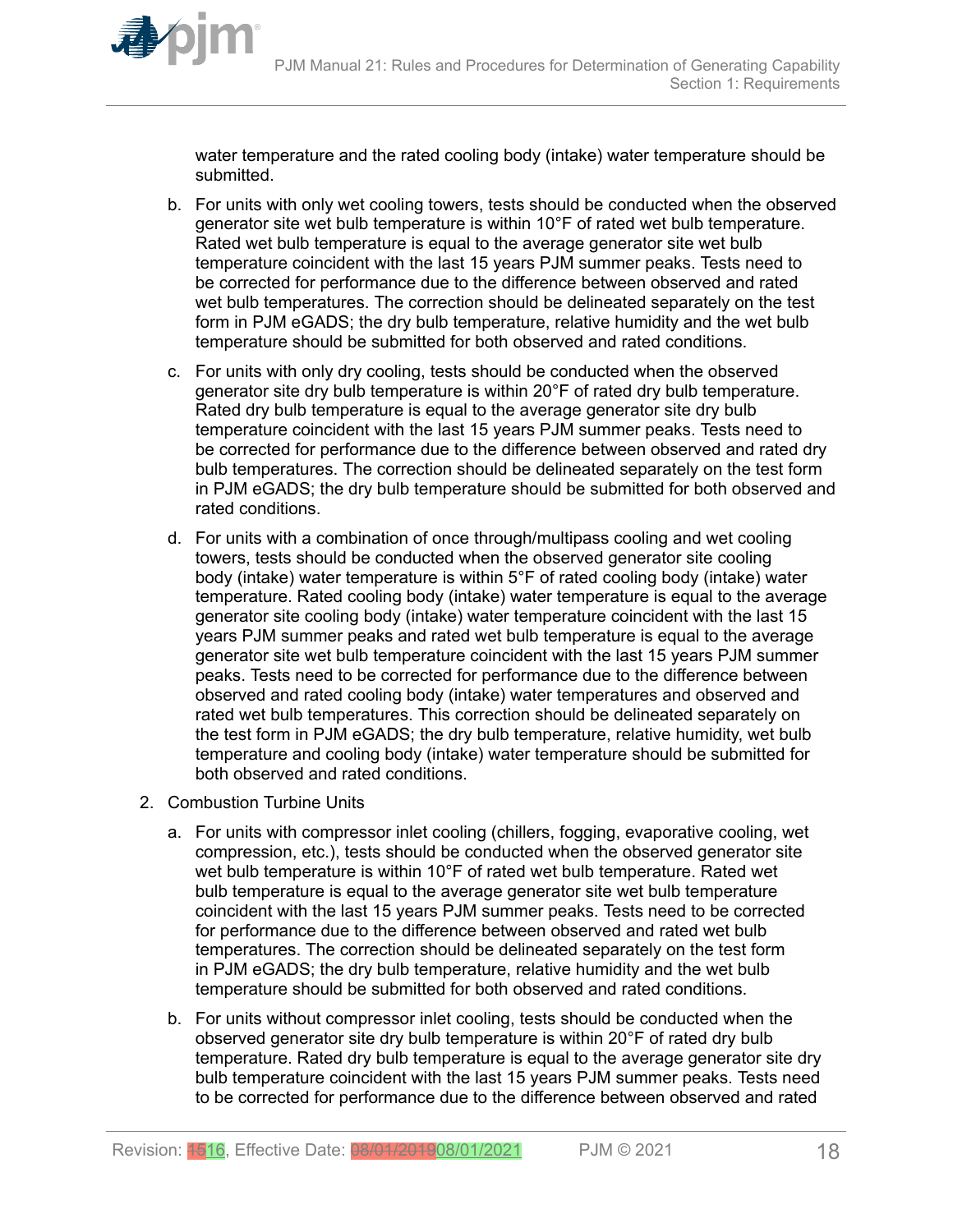water temperature and the rated cooling body (intake) water temperature should be submitted.

b. For units with only wet cooling towers, tests should be conducted when the observed generator site wet bulb temperature is within 10°F of rated wet bulb temperature. Rated wet bulb temperature is equal to the average generator site wet bulb temperature coincident with the last 15 years PJM summer peaks. Tests need to be corrected for performance due to the difference between observed and rated wet bulb temperatures. The correction should be delineated separately on the test form in PJM eGADS; the dry bulb temperature, relative humidity and the wet bulb temperature should be submitted for both observed and rated conditions.

c. For units with only dry cooling, tests should be conducted when the observed generator site dry bulb temperature is within 20°F of rated dry bulb temperature. Rated dry bulb temperature is equal to the average generator site dry bulb temperature coincident with the last 15 years PJM summer peaks. Tests need to be corrected for performance due to the difference between observed and rated dry bulb temperatures. The correction should be delineated separately on the test form in PJM eGADS; the dry bulb temperature should be submitted for both observed and rated conditions.

d. For units with a combination of once through/multipass cooling and wet cooling towers, tests should be conducted when the observed generator site cooling body (intake) water temperature is within 5°F of rated cooling body (intake) water temperature. Rated cooling body (intake) water temperature is equal to the average generator site cooling body (intake) water temperature coincident with the last 15 years PJM summer peaks and rated wet bulb temperature is equal to the average generator site wet bulb temperature coincident with the last 15 years PJM summer peaks. Tests need to be corrected for performance due to the difference between observed and rated cooling body (intake) water temperatures and observed and rated wet bulb temperatures. This correction should be delineated separately on the test form in PJM eGADS; the dry bulb temperature, relative humidity, wet bulb temperature and cooling body (intake) water temperature should be submitted for both observed and rated conditions.

2. Combustion Turbine Units

   a. For units with compressor inlet cooling (chillers, fogging, evaporative cooling, wet compression, etc.), tests should be conducted when the observed generator site wet bulb temperature is within 10°F of rated wet bulb temperature. Rated wet bulb temperature is equal to the average generator site wet bulb temperature coincident with the last 15 years PJM summer peaks. Tests need to be corrected for performance due to the difference between observed and rated wet bulb temperatures. The correction should be delineated separately on the test form in PJM eGADS; the dry bulb temperature, relative humidity and the wet bulb temperature should be submitted for both observed and rated conditions.

   b. For units without compressor inlet cooling, tests should be conducted when the observed generator site dry bulb temperature is within 20°F of rated dry bulb temperature. Rated dry bulb temperature is equal to the average generator site dry bulb temperature coincident with the last 15 years PJM summer peaks. Tests need to be corrected for performance due to the difference between observed and rated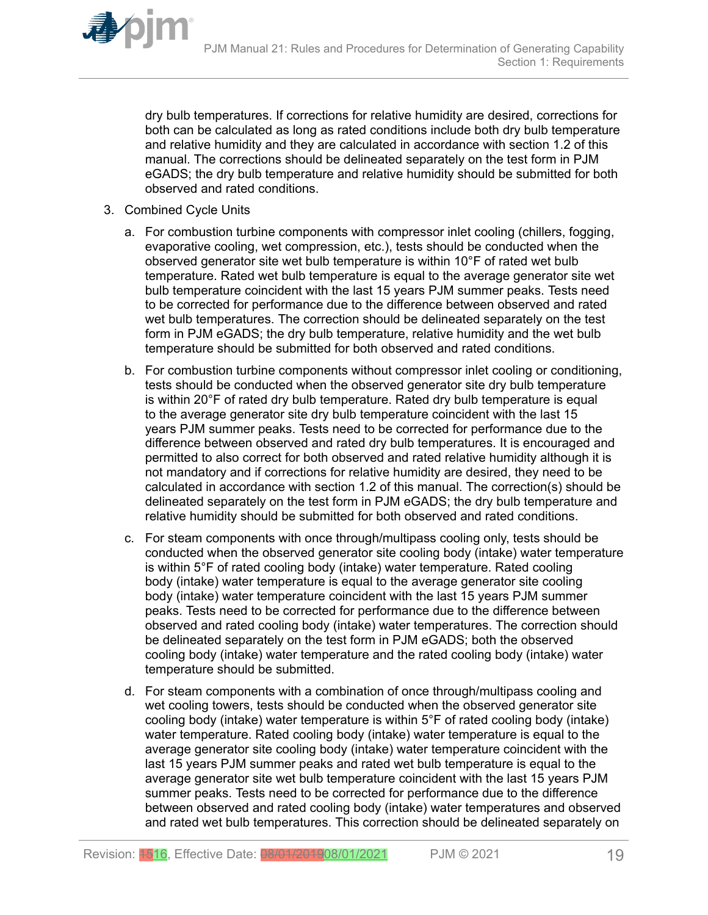dry bulb temperatures. If corrections for relative humidity are desired, corrections for both can be calculated as long as rated conditions include both dry bulb temperature and relative humidity and they are calculated in accordance with section 1.2 of this manual. The corrections should be delineated separately on the test form in PJM eGADS; the dry bulb temperature and relative humidity should be submitted for both observed and rated conditions.

3. Combined Cycle Units

   a. For combustion turbine components with compressor inlet cooling (chillers, fogging, evaporative cooling, wet compression, etc.), tests should be conducted when the observed generator site wet bulb temperature is within 10°F of rated wet bulb temperature. Rated wet bulb temperature is equal to the average generator site wet bulb temperature coincident with the last 15 years PJM summer peaks. Tests need to be corrected for performance due to the difference between observed and rated wet bulb temperatures. The correction should be delineated separately on the test form in PJM eGADS; the dry bulb temperature, relative humidity and the wet bulb temperature should be submitted for both observed and rated conditions.

   b. For combustion turbine components without compressor inlet cooling or conditioning, tests should be conducted when the observed generator site dry bulb temperature is within 20°F of rated dry bulb temperature. Rated dry bulb temperature is equal to the average generator site dry bulb temperature coincident with the last 15 years PJM summer peaks. Tests need to be corrected for performance due to the difference between observed and rated dry bulb temperatures. It is encouraged and permitted to also correct for both observed and rated relative humidity although it is not mandatory and if corrections for relative humidity are desired, they need to be calculated in accordance with section 1.2 of this manual. The correction(s) should be delineated separately on the test form in PJM eGADS; the dry bulb temperature and relative humidity should be submitted for both observed and rated conditions.

   c. For steam components with once through/multipass cooling only, tests should be conducted when the observed generator site cooling body (intake) water temperature is within 5°F of rated cooling body (intake) water temperature. Rated cooling body (intake) water temperature is equal to the average generator site cooling body (intake) water temperature coincident with the last 15 years PJM summer peaks. Tests need to be corrected for performance due to the difference between observed and rated cooling body (intake) water temperatures. The correction should be delineated separately on the test form in PJM eGADS; both the observed cooling body (intake) water temperature and the rated cooling body (intake) water temperature should be submitted.

   d. For steam components with a combination of once through/multipass cooling and wet cooling towers, tests should be conducted when the observed generator site cooling body (intake) water temperature is within 5°F of rated cooling body (intake) water temperature. Rated cooling body (intake) water temperature is equal to the average generator site cooling body (intake) water temperature coincident with the last 15 years PJM summer peaks and rated wet bulb temperature is equal to the average generator site wet bulb temperature coincident with the last 15 years PJM summer peaks. Tests need to be corrected for performance due to the difference between observed and rated cooling body (intake) water temperatures and observed and rated wet bulb temperatures. This correction should be delineated separately on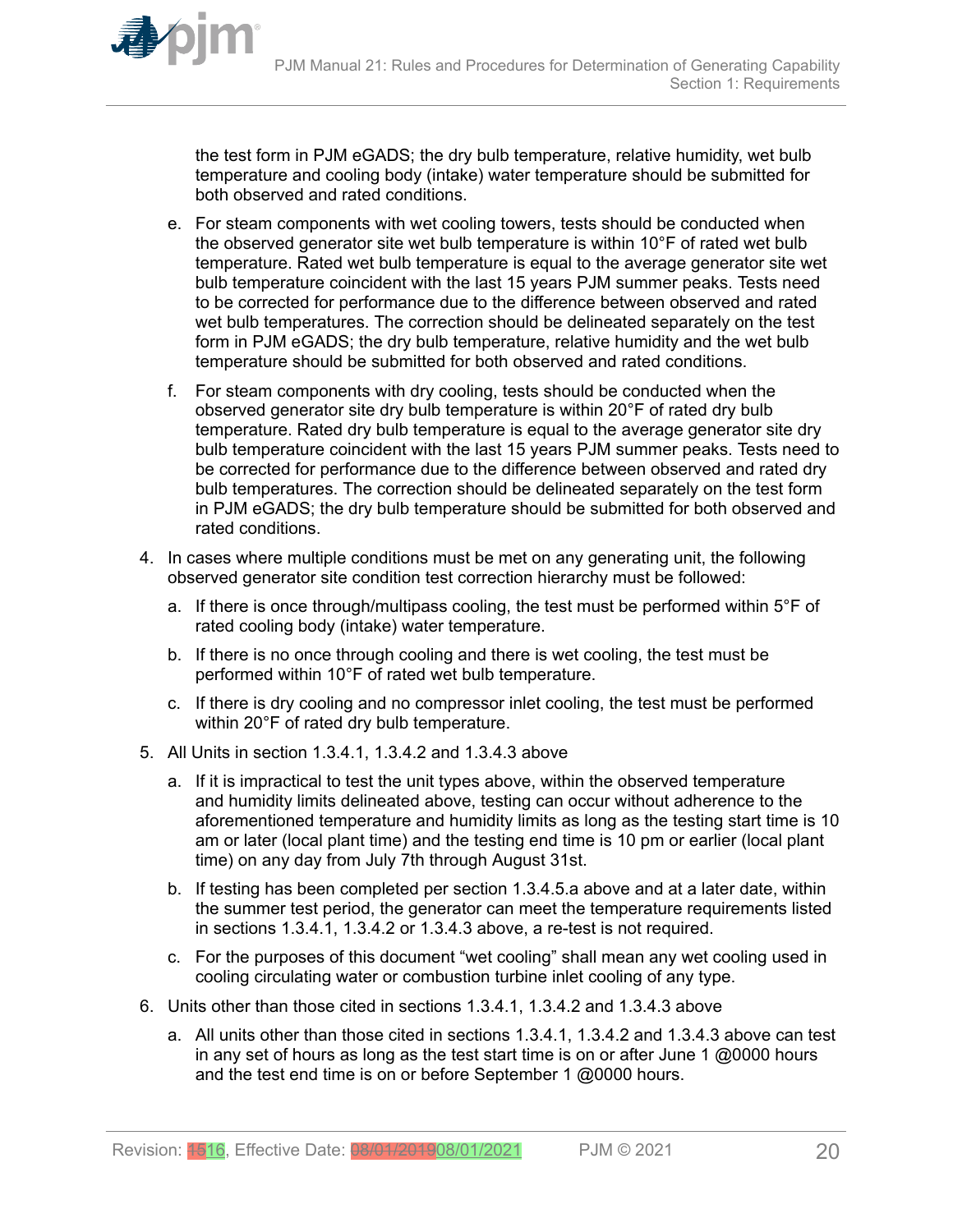the test form in PJM eGADS; the dry bulb temperature, relative humidity, wet bulb temperature and cooling body (intake) water temperature should be submitted for both observed and rated conditions.

e. For steam components with wet cooling towers, tests should be conducted when the observed generator site wet bulb temperature is within 10°F of rated wet bulb temperature. Rated wet bulb temperature is equal to the average generator site wet bulb temperature coincident with the last 15 years PJM summer peaks. Tests need to be corrected for performance due to the difference between observed and rated wet bulb temperatures. The correction should be delineated separately on the test form in PJM eGADS; the dry bulb temperature, relative humidity and the wet bulb temperature should be submitted for both observed and rated conditions.

f. For steam components with dry cooling, tests should be conducted when the observed generator site dry bulb temperature is within 20°F of rated dry bulb temperature. Rated dry bulb temperature is equal to the average generator site dry bulb temperature coincident with the last 15 years PJM summer peaks. Tests need to be corrected for performance due to the difference between observed and rated dry bulb temperatures. The correction should be delineated separately on the test form in PJM eGADS; the dry bulb temperature should be submitted for both observed and rated conditions.

4. In cases where multiple conditions must be met on any generating unit, the following observed generator site condition test correction hierarchy must be followed:

   a. If there is once through/multipass cooling, the test must be performed within 5°F of rated cooling body (intake) water temperature.

   b. If there is no once through cooling and there is wet cooling, the test must be performed within 10°F of rated wet bulb temperature.

   c. If there is dry cooling and no compressor inlet cooling, the test must be performed within 20°F of rated dry bulb temperature.

5. All Units in section 1.3.4.1, 1.3.4.2 and 1.3.4.3 above

   a. If it is impractical to test the unit types above, within the observed temperature and humidity limits delineated above, testing can occur without adherence to the aforementioned temperature and humidity limits as long as the testing start time is 10 am or later (local plant time) and the testing end time is 10 pm or earlier (local plant time) on any day from July 7th through August 31st.

   b. If testing has been completed per section 1.3.4.5.a above and at a later date, within the summer test period, the generator can meet the temperature requirements listed in sections 1.3.4.1, 1.3.4.2 or 1.3.4.3 above, a re-test is not required.

   c. For the purposes of this document "wet cooling" shall mean any wet cooling used in cooling circulating water or combustion turbine inlet cooling of any type.

6. Units other than those cited in sections 1.3.4.1, 1.3.4.2 and 1.3.4.3 above

   a. All units other than those cited in sections 1.3.4.1, 1.3.4.2 and 1.3.4.3 above can test in any set of hours as long as the test start time is on or after June 1 @0000 hours and the test end time is on or before September 1 @0000 hours.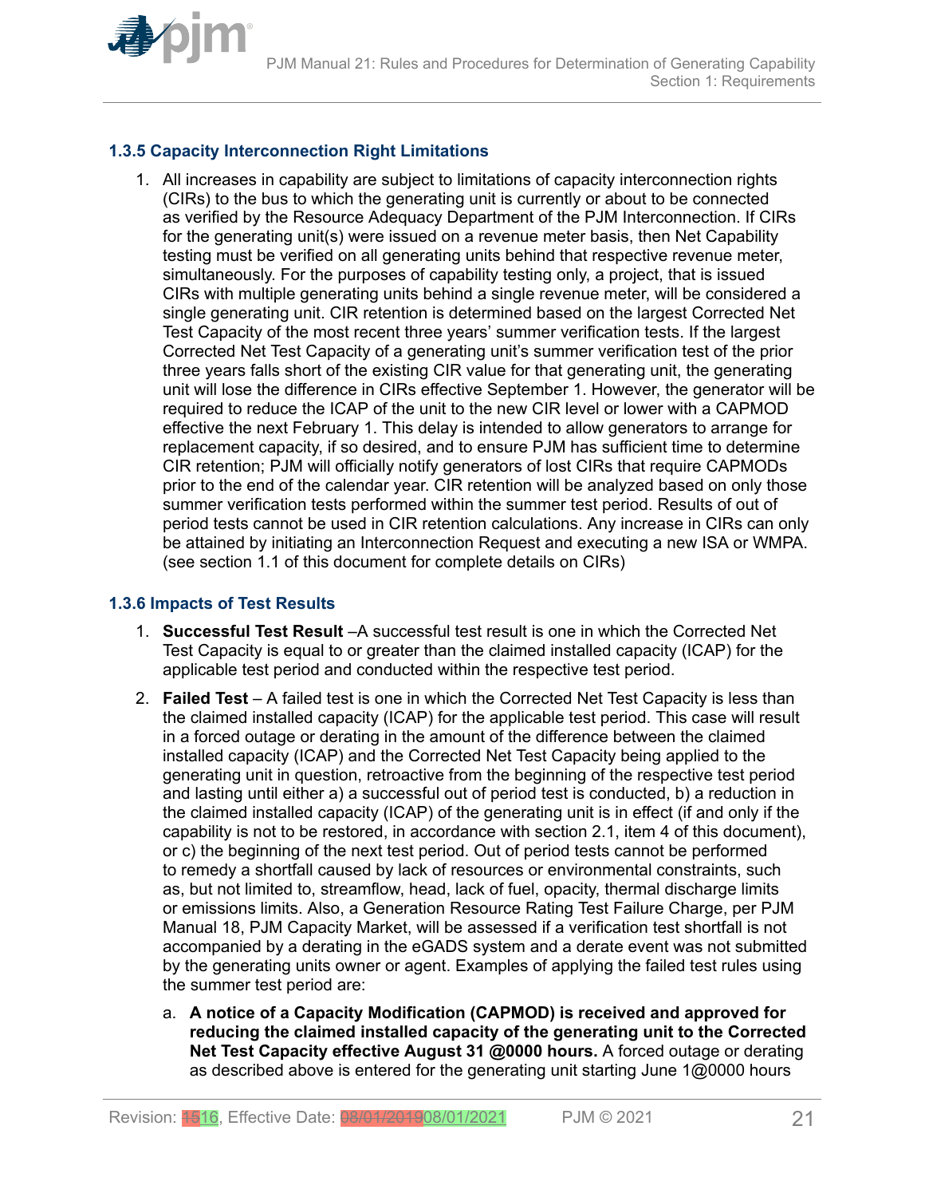### 1.3.5 Capacity Interconnection Right Limitations

1. All increases in capability are subject to limitations of capacity interconnection rights (CIRs) to the bus to which the generating unit is currently or about to be connected as verified by the Resource Adequacy Department of the PJM Interconnection. If CIRs for the generating unit(s) were issued on a revenue meter basis, then Net Capability testing must be verified on all generating units behind that respective revenue meter, simultaneously. For the purposes of capability testing only, a project, that is issued CIRs with multiple generating units behind a single revenue meter, will be considered a single generating unit. CIR retention is determined based on the largest Corrected Net Test Capacity of the most recent three years' summer verification tests. If the largest Corrected Net Test Capacity of a generating unit's summer verification test of the prior three years falls short of the existing CIR value for that generating unit, the generating unit will lose the difference in CIRs effective September 1. However, the generator will be required to reduce the ICAP of the unit to the new CIR level or lower with a CAPMOD effective the next February 1. This delay is intended to allow generators to arrange for replacement capacity, if so desired, and to ensure PJM has sufficient time to determine CIR retention; PJM will officially notify generators of lost CIRs that require CAPMODs prior to the end of the calendar year. CIR retention will be analyzed based on only those summer verification tests performed within the summer test period. Results of out of period tests cannot be used in CIR retention calculations. Any increase in CIRs can only be attained by initiating an Interconnection Request and executing a new ISA or WMPA. (see section 1.1 of this document for complete details on CIRs)

### 1.3.6 Impacts of Test Results

1. **Successful Test Result** –A successful test result is one in which the Corrected Net Test Capacity is equal to or greater than the claimed installed capacity (ICAP) for the applicable test period and conducted within the respective test period.
2. **Failed Test** – A failed test is one in which the Corrected Net Test Capacity is less than the claimed installed capacity (ICAP) for the applicable test period. This case will result in a forced outage or derating in the amount of the difference between the claimed installed capacity (ICAP) and the Corrected Net Test Capacity being applied to the generating unit in question, retroactive from the beginning of the respective test period and lasting until either a) a successful out of period test is conducted, b) a reduction in the claimed installed capacity (ICAP) of the generating unit is in effect (if and only if the capability is not to be restored, in accordance with section 2.1, item 4 of this document), or c) the beginning of the next test period. Out of period tests cannot be performed to remedy a shortfall caused by lack of resources or environmental constraints, such as, but not limited to, streamflow, head, lack of fuel, opacity, thermal discharge limits or emissions limits. Also, a Generation Resource Rating Test Failure Charge, per PJM Manual 18, PJM Capacity Market, will be assessed if a verification test shortfall is not accompanied by a derating in the eGADS system and a derate event was not submitted by the generating units owner or agent. Examples of applying the failed test rules using the summer test period are:
   a. **A notice of a Capacity Modification (CAPMOD) is received and approved for reducing the claimed installed capacity of the generating unit to the Corrected Net Test Capacity effective August 31 @0000 hours.** A forced outage or derating as described above is entered for the generating unit starting June 1@0000 hours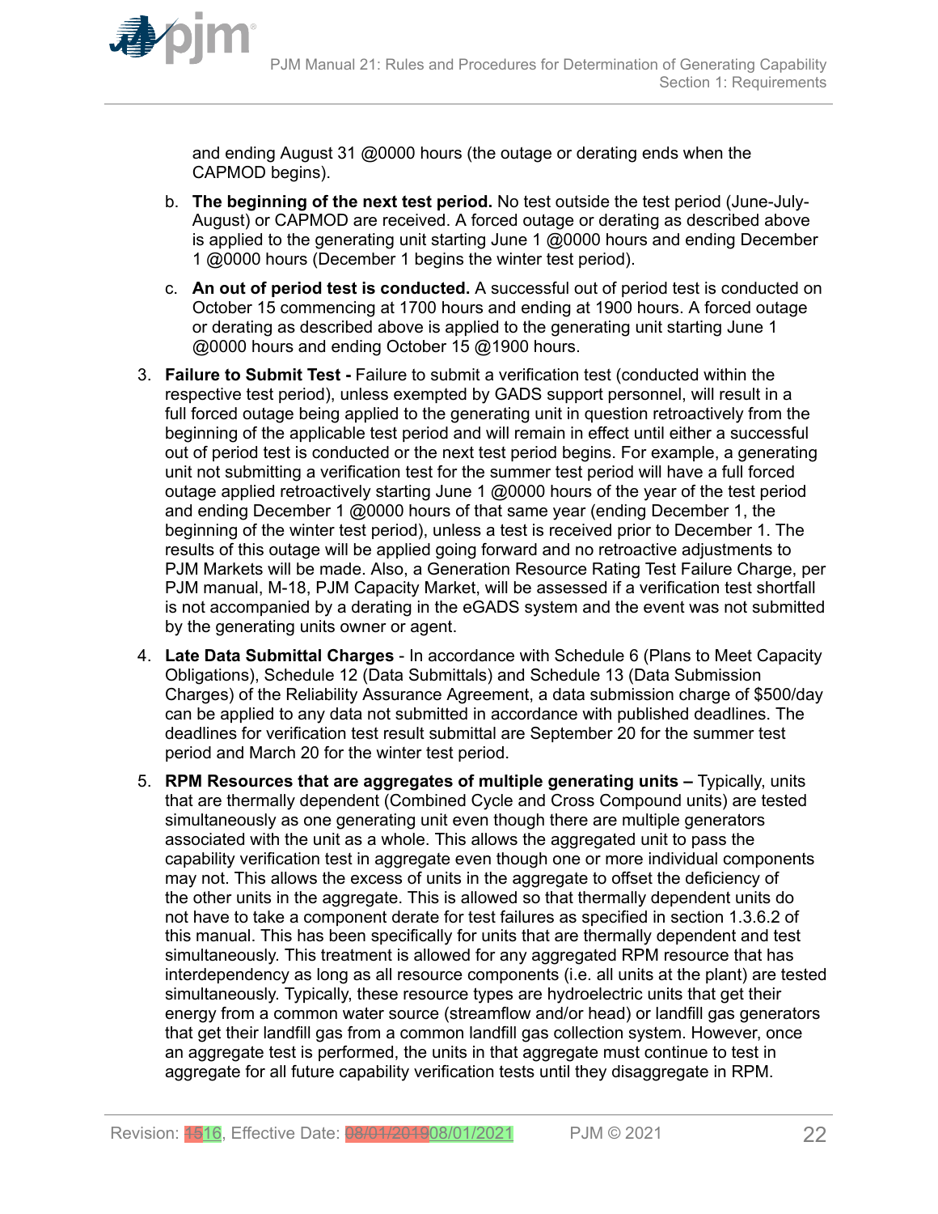and ending August 31 @0000 hours (the outage or derating ends when the CAPMOD begins).

b. **The beginning of the next test period.** No test outside the test period (June-July-August) or CAPMOD are received. A forced outage or derating as described above is applied to the generating unit starting June 1 @0000 hours and ending December 1 @0000 hours (December 1 begins the winter test period).

c. **An out of period test is conducted.** A successful out of period test is conducted on October 15 commencing at 1700 hours and ending at 1900 hours. A forced outage or derating as described above is applied to the generating unit starting June 1 @0000 hours and ending October 15 @1900 hours.

3. **Failure to Submit Test -** Failure to submit a verification test (conducted within the respective test period), unless exempted by GADS support personnel, will result in a full forced outage being applied to the generating unit in question retroactively from the beginning of the applicable test period and will remain in effect until either a successful out of period test is conducted or the next test period begins. For example, a generating unit not submitting a verification test for the summer test period will have a full forced outage applied retroactively starting June 1 @0000 hours of the year of the test period and ending December 1 @0000 hours of that same year (ending December 1, the beginning of the winter test period), unless a test is received prior to December 1. The results of this outage will be applied going forward and no retroactive adjustments to PJM Markets will be made. Also, a Generation Resource Rating Test Failure Charge, per PJM manual, M-18, PJM Capacity Market, will be assessed if a verification test shortfall is not accompanied by a derating in the eGADS system and the event was not submitted by the generating units owner or agent.

4. **Late Data Submittal Charges** - In accordance with Schedule 6 (Plans to Meet Capacity Obligations), Schedule 12 (Data Submittals) and Schedule 13 (Data Submission Charges) of the Reliability Assurance Agreement, a data submission charge of $500/day can be applied to any data not submitted in accordance with published deadlines. The deadlines for verification test result submittal are September 20 for the summer test period and March 20 for the winter test period.

5. **RPM Resources that are aggregates of multiple generating units –** Typically, units that are thermally dependent (Combined Cycle and Cross Compound units) are tested simultaneously as one generating unit even though there are multiple generators associated with the unit as a whole. This allows the aggregated unit to pass the capability verification test in aggregate even though one or more individual components may not. This allows the excess of units in the aggregate to offset the deficiency of the other units in the aggregate. This is allowed so that thermally dependent units do not have to take a component derate for test failures as specified in section 1.3.6.2 of this manual. This has been specifically for units that are thermally dependent and test simultaneously. This treatment is allowed for any aggregated RPM resource that has interdependency as long as all resource components (i.e. all units at the plant) are tested simultaneously. Typically, these resource types are hydroelectric units that get their energy from a common water source (streamflow and/or head) or landfill gas generators that get their landfill gas from a common landfill gas collection system. However, once an aggregate test is performed, the units in that aggregate must continue to test in aggregate for all future capability verification tests until they disaggregate in RPM.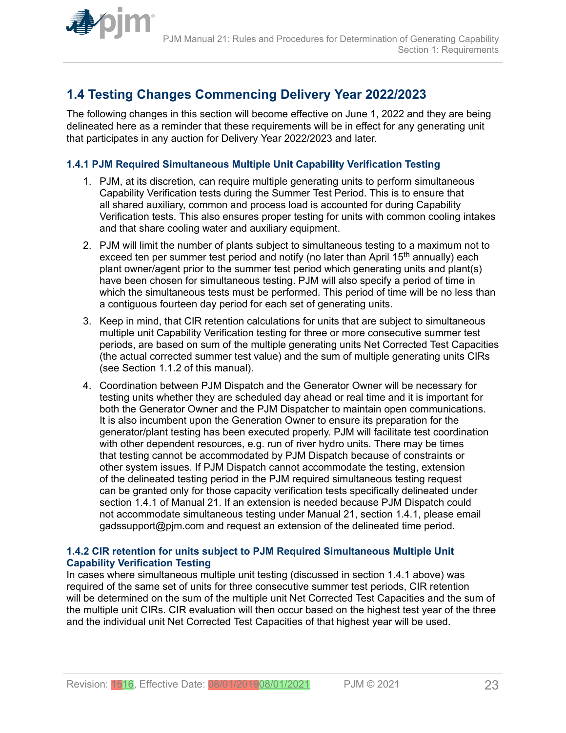## 1.4 Testing Changes Commencing Delivery Year 2022/2023

The following changes in this section will become effective on June 1, 2022 and they are being delineated here as a reminder that these requirements will be in effect for any generating unit that participates in any auction for Delivery Year 2022/2023 and later.

### 1.4.1 PJM Required Simultaneous Multiple Unit Capability Verification Testing

1. PJM, at its discretion, can require multiple generating units to perform simultaneous Capability Verification tests during the Summer Test Period. This is to ensure that all shared auxiliary, common and process load is accounted for during Capability Verification tests. This also ensures proper testing for units with common cooling intakes and that share cooling water and auxiliary equipment.
2. PJM will limit the number of plants subject to simultaneous testing to a maximum not to exceed ten per summer test period and notify (no later than April 15th annually) each plant owner/agent prior to the summer test period which generating units and plant(s) have been chosen for simultaneous testing. PJM will also specify a period of time in which the simultaneous tests must be performed. This period of time will be no less than a contiguous fourteen day period for each set of generating units.
3. Keep in mind, that CIR retention calculations for units that are subject to simultaneous multiple unit Capability Verification testing for three or more consecutive summer test periods, are based on sum of the multiple generating units Net Corrected Test Capacities (the actual corrected summer test value) and the sum of multiple generating units CIRs (see Section 1.1.2 of this manual).
4. Coordination between PJM Dispatch and the Generator Owner will be necessary for testing units whether they are scheduled day ahead or real time and it is important for both the Generator Owner and the PJM Dispatcher to maintain open communications. It is also incumbent upon the Generation Owner to ensure its preparation for the generator/plant testing has been executed properly. PJM will facilitate test coordination with other dependent resources, e.g. run of river hydro units. There may be times that testing cannot be accommodated by PJM Dispatch because of constraints or other system issues. If PJM Dispatch cannot accommodate the testing, extension of the delineated testing period in the PJM required simultaneous testing request can be granted only for those capacity verification tests specifically delineated under section 1.4.1 of Manual 21. If an extension is needed because PJM Dispatch could not accommodate simultaneous testing under Manual 21, section 1.4.1, please email gadssupport@pjm.com and request an extension of the delineated time period.

### 1.4.2 CIR retention for units subject to PJM Required Simultaneous Multiple Unit Capability Verification Testing

In cases where simultaneous multiple unit testing (discussed in section 1.4.1 above) was required of the same set of units for three consecutive summer test periods, CIR retention will be determined on the sum of the multiple unit Net Corrected Test Capacities and the sum of the multiple unit CIRs. CIR evaluation will then occur based on the highest test year of the three and the individual unit Net Corrected Test Capacities of that highest year will be used.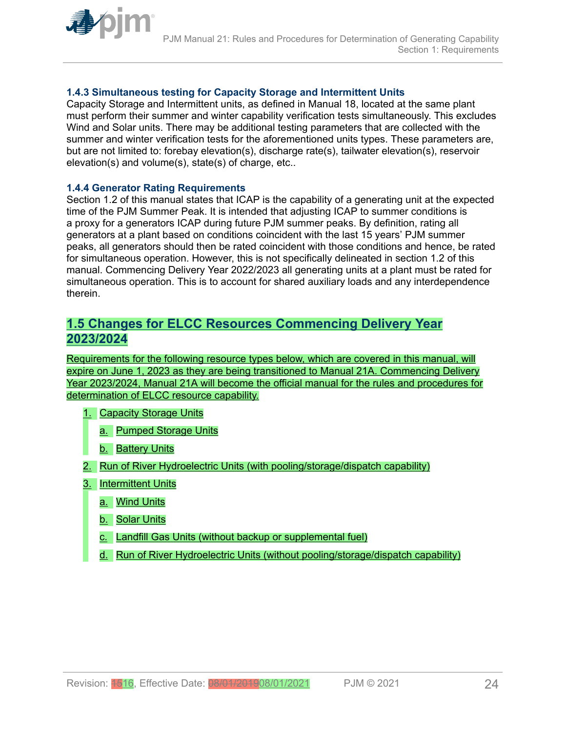### 1.4.3 Simultaneous testing for Capacity Storage and Intermittent Units

Capacity Storage and Intermittent units, as defined in Manual 18, located at the same plant must perform their summer and winter capability verification tests simultaneously. This excludes Wind and Solar units. There may be additional testing parameters that are collected with the summer and winter verification tests for the aforementioned units types. These parameters are, but are not limited to: forebay elevation(s), discharge rate(s), tailwater elevation(s), reservoir elevation(s) and volume(s), state(s) of charge, etc..

### 1.4.4 Generator Rating Requirements

Section 1.2 of this manual states that ICAP is the capability of a generating unit at the expected time of the PJM Summer Peak. It is intended that adjusting ICAP to summer conditions is a proxy for a generators ICAP during future PJM summer peaks. By definition, rating all generators at a plant based on conditions coincident with the last 15 years' PJM summer peaks, all generators should then be rated coincident with those conditions and hence, be rated for simultaneous operation. However, this is not specifically delineated in section 1.2 of this manual. Commencing Delivery Year 2022/2023 all generating units at a plant must be rated for simultaneous operation. This is to account for shared auxiliary loads and any interdependence therein.

## 1.5 Changes for ELCC Resources Commencing Delivery Year 2023/2024

Requirements for the following resource types below, which are covered in this manual, will expire on June 1, 2023 as they are being transitioned to Manual 21A. Commencing Delivery Year 2023/2024, Manual 21A will become the official manual for the rules and procedures for determination of ELCC resource capability.

1. Capacity Storage Units
   a. Pumped Storage Units
   b. Battery Units
2. Run of River Hydroelectric Units (with pooling/storage/dispatch capability)
3. Intermittent Units
   a. Wind Units
   b. Solar Units
   c. Landfill Gas Units (without backup or supplemental fuel)
   d. Run of River Hydroelectric Units (without pooling/storage/dispatch capability)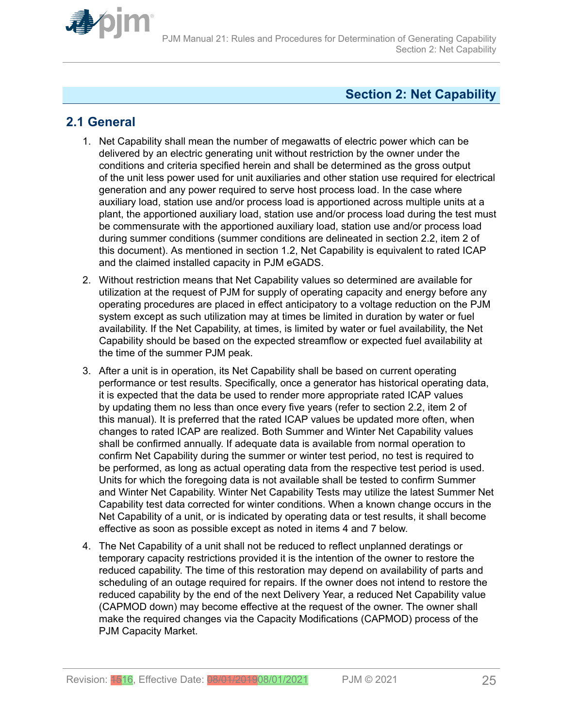# Section 2: Net Capability

## 2.1 General

1. Net Capability shall mean the number of megawatts of electric power which can be delivered by an electric generating unit without restriction by the owner under the conditions and criteria specified herein and shall be determined as the gross output of the unit less power used for unit auxiliaries and other station use required for electrical generation and any power required to serve host process load. In the case where auxiliary load, station use and/or process load is apportioned across multiple units at a plant, the apportioned auxiliary load, station use and/or process load during the test must be commensurate with the apportioned auxiliary load, station use and/or process load during summer conditions (summer conditions are delineated in section 2.2, item 2 of this document). As mentioned in section 1.2, Net Capability is equivalent to rated ICAP and the claimed installed capacity in PJM eGADS.

2. Without restriction means that Net Capability values so determined are available for utilization at the request of PJM for supply of operating capacity and energy before any operating procedures are placed in effect anticipatory to a voltage reduction on the PJM system except as such utilization may at times be limited in duration by water or fuel availability. If the Net Capability, at times, is limited by water or fuel availability, the Net Capability should be based on the expected streamflow or expected fuel availability at the time of the summer PJM peak.

3. After a unit is in operation, its Net Capability shall be based on current operating performance or test results. Specifically, once a generator has historical operating data, it is expected that the data be used to render more appropriate rated ICAP values by updating them no less than once every five years (refer to section 2.2, item 2 of this manual). It is preferred that the rated ICAP values be updated more often, when changes to rated ICAP are realized. Both Summer and Winter Net Capability values shall be confirmed annually. If adequate data is available from normal operation to confirm Net Capability during the summer or winter test period, no test is required to be performed, as long as actual operating data from the respective test period is used. Units for which the foregoing data is not available shall be tested to confirm Summer and Winter Net Capability. Winter Net Capability Tests may utilize the latest Summer Net Capability test data corrected for winter conditions. When a known change occurs in the Net Capability of a unit, or is indicated by operating data or test results, it shall become effective as soon as possible except as noted in items 4 and 7 below.

4. The Net Capability of a unit shall not be reduced to reflect unplanned deratings or temporary capacity restrictions provided it is the intention of the owner to restore the reduced capability. The time of this restoration may depend on availability of parts and scheduling of an outage required for repairs. If the owner does not intend to restore the reduced capability by the end of the next Delivery Year, a reduced Net Capability value (CAPMOD down) may become effective at the request of the owner. The owner shall make the required changes via the Capacity Modifications (CAPMOD) process of the PJM Capacity Market.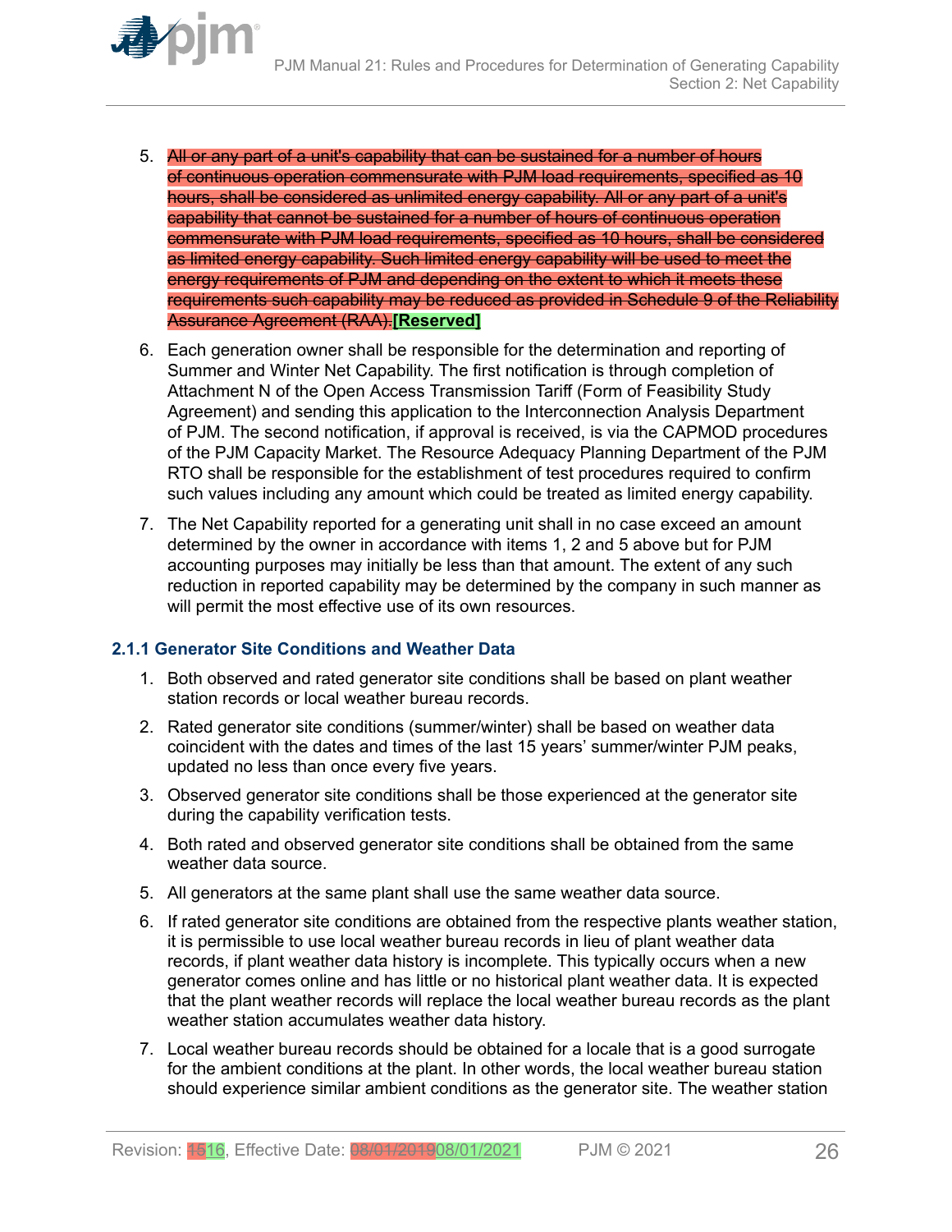5. ~~All or any part of a unit's capability that can be sustained for a number of hours of continuous operation commensurate with PJM load requirements, specified as 10 hours, shall be considered as unlimited energy capability. All or any part of a unit's capability that cannot be sustained for a number of hours of continuous operation commensurate with PJM load requirements, specified as 10 hours, shall be considered as limited energy capability. Such limited energy capability will be used to meet the energy requirements of PJM and depending on the extent to which it meets these requirements such capability may be reduced as provided in Schedule 9 of the Reliability Assurance Agreement (RAA).~~**[Reserved]**

6. Each generation owner shall be responsible for the determination and reporting of Summer and Winter Net Capability. The first notification is through completion of Attachment N of the Open Access Transmission Tariff (Form of Feasibility Study Agreement) and sending this application to the Interconnection Analysis Department of PJM. The second notification, if approval is received, is via the CAPMOD procedures of the PJM Capacity Market. The Resource Adequacy Planning Department of the PJM RTO shall be responsible for the establishment of test procedures required to confirm such values including any amount which could be treated as limited energy capability.

7. The Net Capability reported for a generating unit shall in no case exceed an amount determined by the owner in accordance with items 1, 2 and 5 above but for PJM accounting purposes may initially be less than that amount. The extent of any such reduction in reported capability may be determined by the company in such manner as will permit the most effective use of its own resources.

### 2.1.1 Generator Site Conditions and Weather Data

1. Both observed and rated generator site conditions shall be based on plant weather station records or local weather bureau records.

2. Rated generator site conditions (summer/winter) shall be based on weather data coincident with the dates and times of the last 15 years' summer/winter PJM peaks, updated no less than once every five years.

3. Observed generator site conditions shall be those experienced at the generator site during the capability verification tests.

4. Both rated and observed generator site conditions shall be obtained from the same weather data source.

5. All generators at the same plant shall use the same weather data source.

6. If rated generator site conditions are obtained from the respective plants weather station, it is permissible to use local weather bureau records in lieu of plant weather data records, if plant weather data history is incomplete. This typically occurs when a new generator comes online and has little or no historical plant weather data. It is expected that the plant weather records will replace the local weather bureau records as the plant weather station accumulates weather data history.

7. Local weather bureau records should be obtained for a locale that is a good surrogate for the ambient conditions at the plant. In other words, the local weather bureau station should experience similar ambient conditions as the generator site. The weather station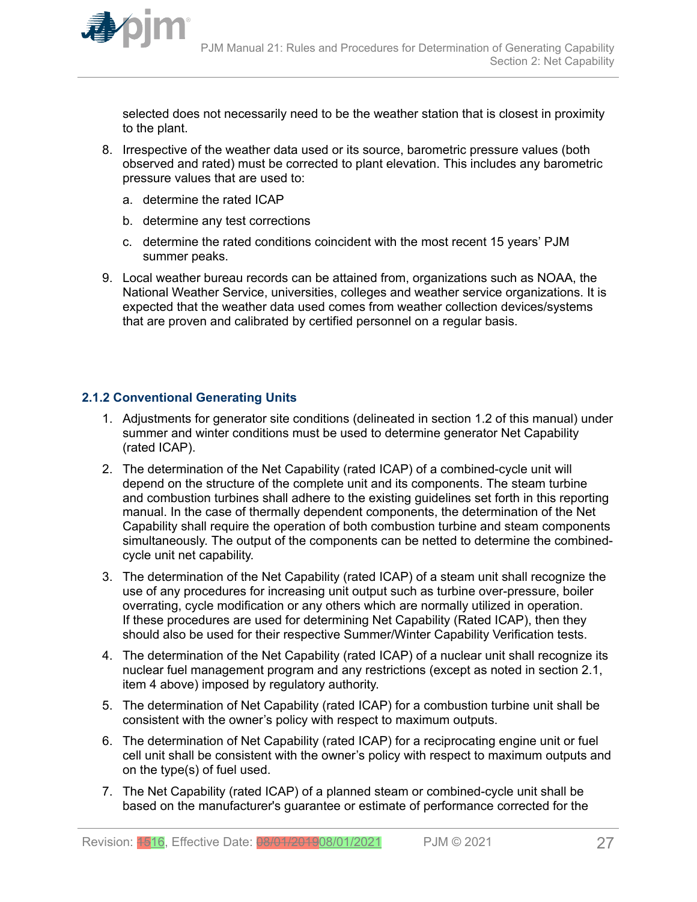selected does not necessarily need to be the weather station that is closest in proximity to the plant.

8. Irrespective of the weather data used or its source, barometric pressure values (both observed and rated) must be corrected to plant elevation. This includes any barometric pressure values that are used to:
   a. determine the rated ICAP
   b. determine any test corrections
   c. determine the rated conditions coincident with the most recent 15 years' PJM summer peaks.
9. Local weather bureau records can be attained from, organizations such as NOAA, the National Weather Service, universities, colleges and weather service organizations. It is expected that the weather data used comes from weather collection devices/systems that are proven and calibrated by certified personnel on a regular basis.

### 2.1.2 Conventional Generating Units

1. Adjustments for generator site conditions (delineated in section 1.2 of this manual) under summer and winter conditions must be used to determine generator Net Capability (rated ICAP).
2. The determination of the Net Capability (rated ICAP) of a combined-cycle unit will depend on the structure of the complete unit and its components. The steam turbine and combustion turbines shall adhere to the existing guidelines set forth in this reporting manual. In the case of thermally dependent components, the determination of the Net Capability shall require the operation of both combustion turbine and steam components simultaneously. The output of the components can be netted to determine the combined-cycle unit net capability.
3. The determination of the Net Capability (rated ICAP) of a steam unit shall recognize the use of any procedures for increasing unit output such as turbine over-pressure, boiler overrating, cycle modification or any others which are normally utilized in operation. If these procedures are used for determining Net Capability (Rated ICAP), then they should also be used for their respective Summer/Winter Capability Verification tests.
4. The determination of the Net Capability (rated ICAP) of a nuclear unit shall recognize its nuclear fuel management program and any restrictions (except as noted in section 2.1, item 4 above) imposed by regulatory authority.
5. The determination of Net Capability (rated ICAP) for a combustion turbine unit shall be consistent with the owner's policy with respect to maximum outputs.
6. The determination of Net Capability (rated ICAP) for a reciprocating engine unit or fuel cell unit shall be consistent with the owner's policy with respect to maximum outputs and on the type(s) of fuel used.
7. The Net Capability (rated ICAP) of a planned steam or combined-cycle unit shall be based on the manufacturer's guarantee or estimate of performance corrected for the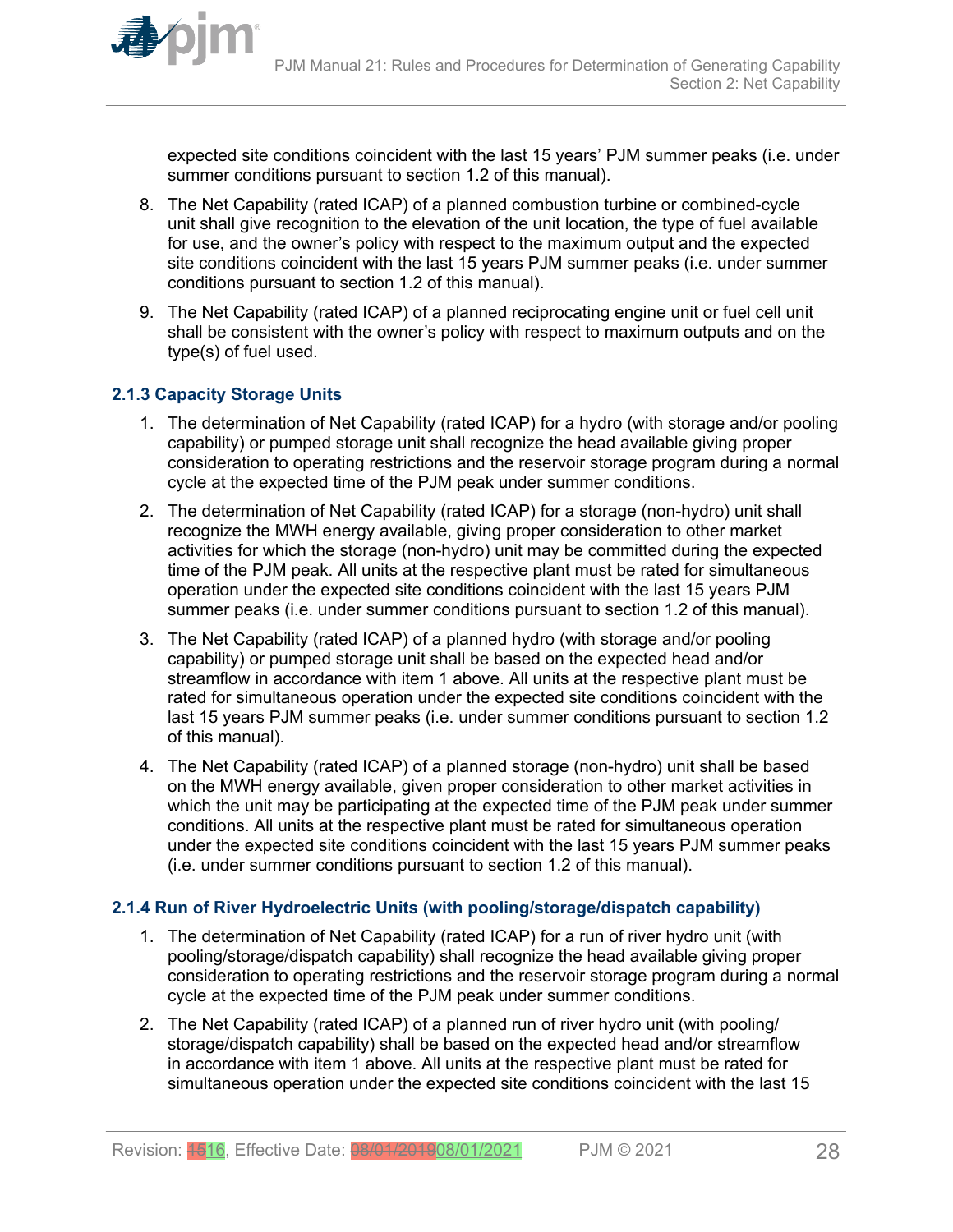expected site conditions coincident with the last 15 years' PJM summer peaks (i.e. under summer conditions pursuant to section 1.2 of this manual).

8. The Net Capability (rated ICAP) of a planned combustion turbine or combined-cycle unit shall give recognition to the elevation of the unit location, the type of fuel available for use, and the owner's policy with respect to the maximum output and the expected site conditions coincident with the last 15 years PJM summer peaks (i.e. under summer conditions pursuant to section 1.2 of this manual).

9. The Net Capability (rated ICAP) of a planned reciprocating engine unit or fuel cell unit shall be consistent with the owner's policy with respect to maximum outputs and on the type(s) of fuel used.

### 2.1.3 Capacity Storage Units

1. The determination of Net Capability (rated ICAP) for a hydro (with storage and/or pooling capability) or pumped storage unit shall recognize the head available giving proper consideration to operating restrictions and the reservoir storage program during a normal cycle at the expected time of the PJM peak under summer conditions.

2. The determination of Net Capability (rated ICAP) for a storage (non-hydro) unit shall recognize the MWH energy available, giving proper consideration to other market activities for which the storage (non-hydro) unit may be committed during the expected time of the PJM peak. All units at the respective plant must be rated for simultaneous operation under the expected site conditions coincident with the last 15 years PJM summer peaks (i.e. under summer conditions pursuant to section 1.2 of this manual).

3. The Net Capability (rated ICAP) of a planned hydro (with storage and/or pooling capability) or pumped storage unit shall be based on the expected head and/or streamflow in accordance with item 1 above. All units at the respective plant must be rated for simultaneous operation under the expected site conditions coincident with the last 15 years PJM summer peaks (i.e. under summer conditions pursuant to section 1.2 of this manual).

4. The Net Capability (rated ICAP) of a planned storage (non-hydro) unit shall be based on the MWH energy available, given proper consideration to other market activities in which the unit may be participating at the expected time of the PJM peak under summer conditions. All units at the respective plant must be rated for simultaneous operation under the expected site conditions coincident with the last 15 years PJM summer peaks (i.e. under summer conditions pursuant to section 1.2 of this manual).

### 2.1.4 Run of River Hydroelectric Units (with pooling/storage/dispatch capability)

1. The determination of Net Capability (rated ICAP) for a run of river hydro unit (with pooling/storage/dispatch capability) shall recognize the head available giving proper consideration to operating restrictions and the reservoir storage program during a normal cycle at the expected time of the PJM peak under summer conditions.

2. The Net Capability (rated ICAP) of a planned run of river hydro unit (with pooling/storage/dispatch capability) shall be based on the expected head and/or streamflow in accordance with item 1 above. All units at the respective plant must be rated for simultaneous operation under the expected site conditions coincident with the last 15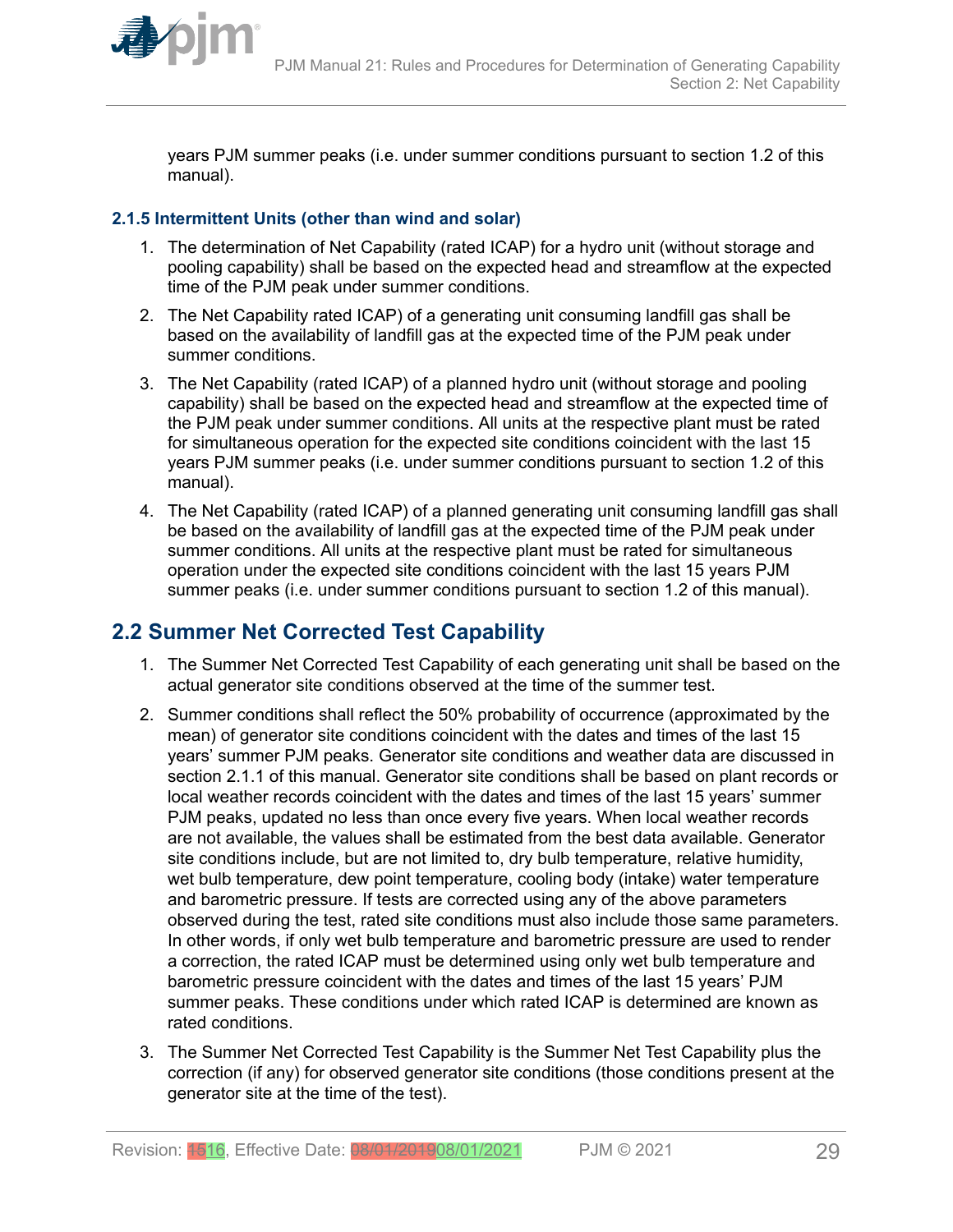years PJM summer peaks (i.e. under summer conditions pursuant to section 1.2 of this manual).

### 2.1.5 Intermittent Units (other than wind and solar)

1. The determination of Net Capability (rated ICAP) for a hydro unit (without storage and pooling capability) shall be based on the expected head and streamflow at the expected time of the PJM peak under summer conditions.
2. The Net Capability rated ICAP) of a generating unit consuming landfill gas shall be based on the availability of landfill gas at the expected time of the PJM peak under summer conditions.
3. The Net Capability (rated ICAP) of a planned hydro unit (without storage and pooling capability) shall be based on the expected head and streamflow at the expected time of the PJM peak under summer conditions. All units at the respective plant must be rated for simultaneous operation for the expected site conditions coincident with the last 15 years PJM summer peaks (i.e. under summer conditions pursuant to section 1.2 of this manual).
4. The Net Capability (rated ICAP) of a planned generating unit consuming landfill gas shall be based on the availability of landfill gas at the expected time of the PJM peak under summer conditions. All units at the respective plant must be rated for simultaneous operation under the expected site conditions coincident with the last 15 years PJM summer peaks (i.e. under summer conditions pursuant to section 1.2 of this manual).

## 2.2 Summer Net Corrected Test Capability

1. The Summer Net Corrected Test Capability of each generating unit shall be based on the actual generator site conditions observed at the time of the summer test.
2. Summer conditions shall reflect the 50% probability of occurrence (approximated by the mean) of generator site conditions coincident with the dates and times of the last 15 years' summer PJM peaks. Generator site conditions and weather data are discussed in section 2.1.1 of this manual. Generator site conditions shall be based on plant records or local weather records coincident with the dates and times of the last 15 years' summer PJM peaks, updated no less than once every five years. When local weather records are not available, the values shall be estimated from the best data available. Generator site conditions include, but are not limited to, dry bulb temperature, relative humidity, wet bulb temperature, dew point temperature, cooling body (intake) water temperature and barometric pressure. If tests are corrected using any of the above parameters observed during the test, rated site conditions must also include those same parameters. In other words, if only wet bulb temperature and barometric pressure are used to render a correction, the rated ICAP must be determined using only wet bulb temperature and barometric pressure coincident with the dates and times of the last 15 years' PJM summer peaks. These conditions under which rated ICAP is determined are known as rated conditions.
3. The Summer Net Corrected Test Capability is the Summer Net Test Capability plus the correction (if any) for observed generator site conditions (those conditions present at the generator site at the time of the test).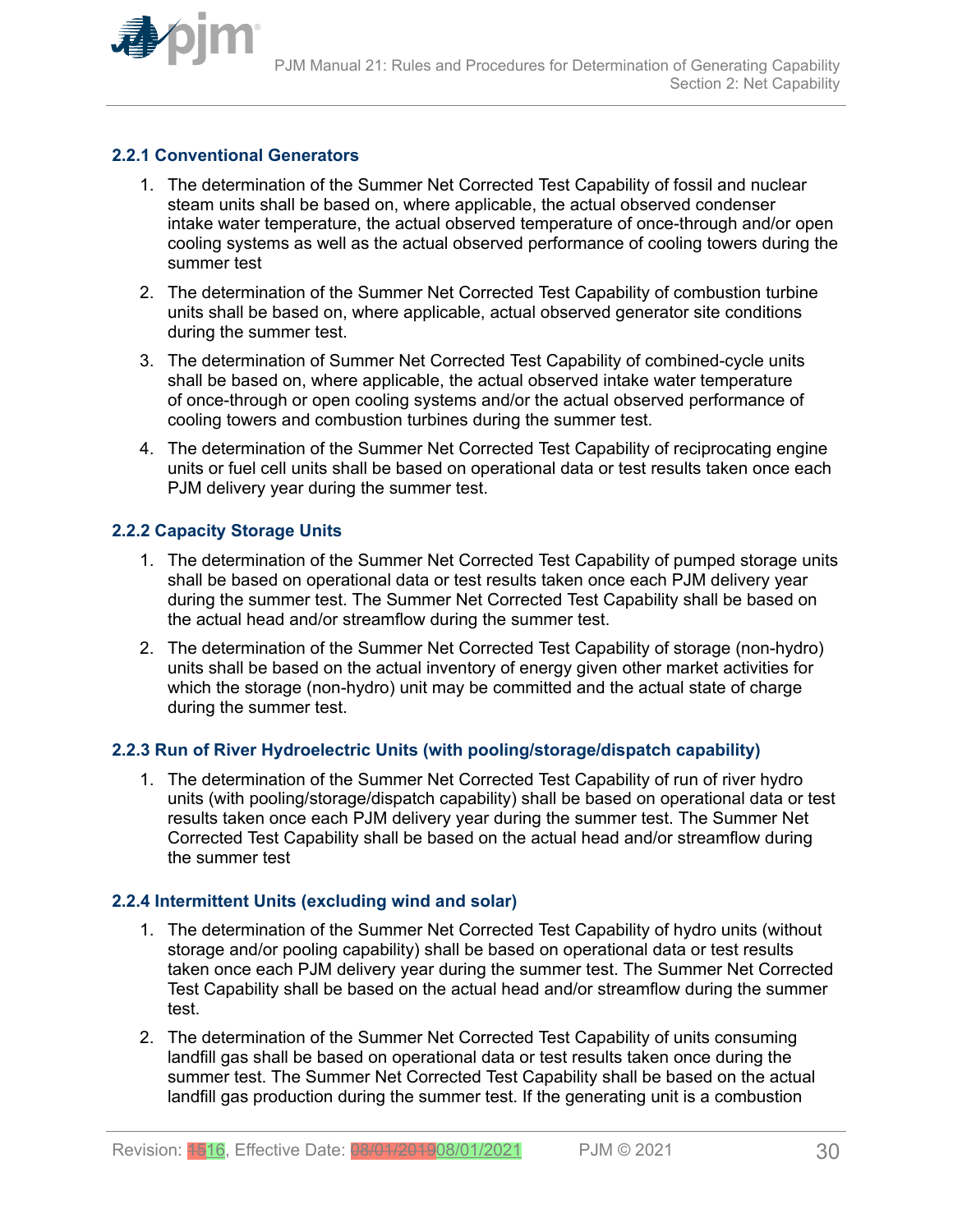### 2.2.1 Conventional Generators

1. The determination of the Summer Net Corrected Test Capability of fossil and nuclear steam units shall be based on, where applicable, the actual observed condenser intake water temperature, the actual observed temperature of once-through and/or open cooling systems as well as the actual observed performance of cooling towers during the summer test

2. The determination of the Summer Net Corrected Test Capability of combustion turbine units shall be based on, where applicable, actual observed generator site conditions during the summer test.

3. The determination of Summer Net Corrected Test Capability of combined-cycle units shall be based on, where applicable, the actual observed intake water temperature of once-through or open cooling systems and/or the actual observed performance of cooling towers and combustion turbines during the summer test.

4. The determination of the Summer Net Corrected Test Capability of reciprocating engine units or fuel cell units shall be based on operational data or test results taken once each PJM delivery year during the summer test.

### 2.2.2 Capacity Storage Units

1. The determination of the Summer Net Corrected Test Capability of pumped storage units shall be based on operational data or test results taken once each PJM delivery year during the summer test. The Summer Net Corrected Test Capability shall be based on the actual head and/or streamflow during the summer test.

2. The determination of the Summer Net Corrected Test Capability of storage (non-hydro) units shall be based on the actual inventory of energy given other market activities for which the storage (non-hydro) unit may be committed and the actual state of charge during the summer test.

### 2.2.3 Run of River Hydroelectric Units (with pooling/storage/dispatch capability)

1. The determination of the Summer Net Corrected Test Capability of run of river hydro units (with pooling/storage/dispatch capability) shall be based on operational data or test results taken once each PJM delivery year during the summer test. The Summer Net Corrected Test Capability shall be based on the actual head and/or streamflow during the summer test

### 2.2.4 Intermittent Units (excluding wind and solar)

1. The determination of the Summer Net Corrected Test Capability of hydro units (without storage and/or pooling capability) shall be based on operational data or test results taken once each PJM delivery year during the summer test. The Summer Net Corrected Test Capability shall be based on the actual head and/or streamflow during the summer test.

2. The determination of the Summer Net Corrected Test Capability of units consuming landfill gas shall be based on operational data or test results taken once during the summer test. The Summer Net Corrected Test Capability shall be based on the actual landfill gas production during the summer test. If the generating unit is a combustion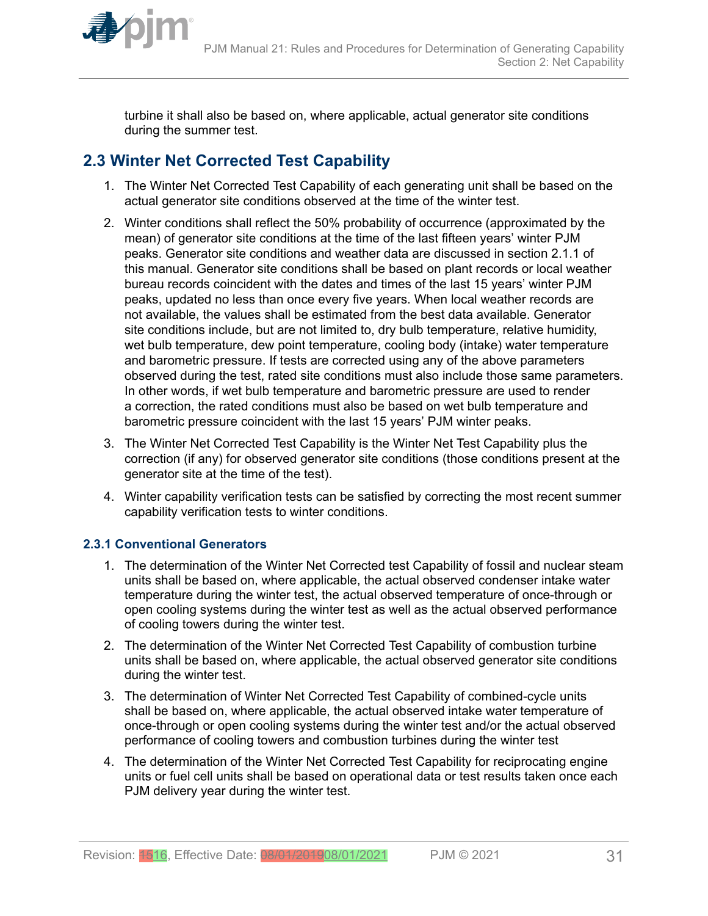turbine it shall also be based on, where applicable, actual generator site conditions during the summer test.

## 2.3 Winter Net Corrected Test Capability

1. The Winter Net Corrected Test Capability of each generating unit shall be based on the actual generator site conditions observed at the time of the winter test.
2. Winter conditions shall reflect the 50% probability of occurrence (approximated by the mean) of generator site conditions at the time of the last fifteen years' winter PJM peaks. Generator site conditions and weather data are discussed in section 2.1.1 of this manual. Generator site conditions shall be based on plant records or local weather bureau records coincident with the dates and times of the last 15 years' winter PJM peaks, updated no less than once every five years. When local weather records are not available, the values shall be estimated from the best data available. Generator site conditions include, but are not limited to, dry bulb temperature, relative humidity, wet bulb temperature, dew point temperature, cooling body (intake) water temperature and barometric pressure. If tests are corrected using any of the above parameters observed during the test, rated site conditions must also include those same parameters. In other words, if wet bulb temperature and barometric pressure are used to render a correction, the rated conditions must also be based on wet bulb temperature and barometric pressure coincident with the last 15 years' PJM winter peaks.
3. The Winter Net Corrected Test Capability is the Winter Net Test Capability plus the correction (if any) for observed generator site conditions (those conditions present at the generator site at the time of the test).
4. Winter capability verification tests can be satisfied by correcting the most recent summer capability verification tests to winter conditions.

### 2.3.1 Conventional Generators

1. The determination of the Winter Net Corrected test Capability of fossil and nuclear steam units shall be based on, where applicable, the actual observed condenser intake water temperature during the winter test, the actual observed temperature of once-through or open cooling systems during the winter test as well as the actual observed performance of cooling towers during the winter test.
2. The determination of the Winter Net Corrected Test Capability of combustion turbine units shall be based on, where applicable, the actual observed generator site conditions during the winter test.
3. The determination of Winter Net Corrected Test Capability of combined-cycle units shall be based on, where applicable, the actual observed intake water temperature of once-through or open cooling systems during the winter test and/or the actual observed performance of cooling towers and combustion turbines during the winter test
4. The determination of the Winter Net Corrected Test Capability for reciprocating engine units or fuel cell units shall be based on operational data or test results taken once each PJM delivery year during the winter test.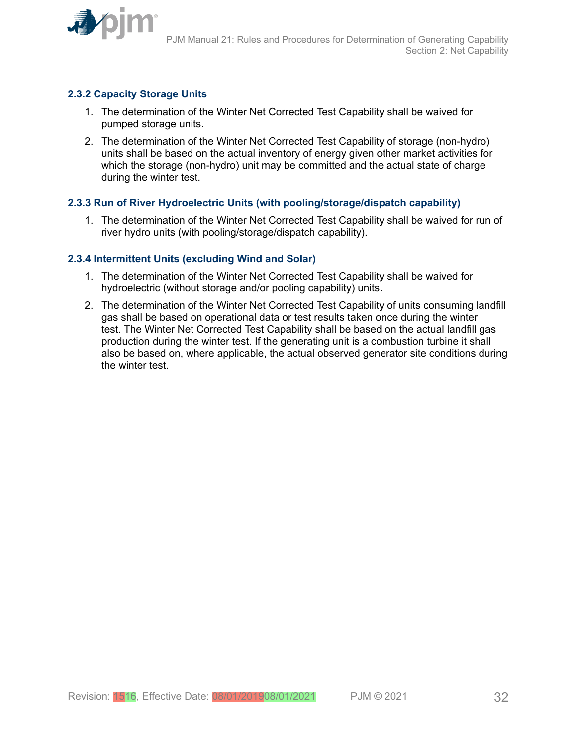### 2.3.2 Capacity Storage Units

1. The determination of the Winter Net Corrected Test Capability shall be waived for pumped storage units.
2. The determination of the Winter Net Corrected Test Capability of storage (non-hydro) units shall be based on the actual inventory of energy given other market activities for which the storage (non-hydro) unit may be committed and the actual state of charge during the winter test.

### 2.3.3 Run of River Hydroelectric Units (with pooling/storage/dispatch capability)

1. The determination of the Winter Net Corrected Test Capability shall be waived for run of river hydro units (with pooling/storage/dispatch capability).

### 2.3.4 Intermittent Units (excluding Wind and Solar)

1. The determination of the Winter Net Corrected Test Capability shall be waived for hydroelectric (without storage and/or pooling capability) units.
2. The determination of the Winter Net Corrected Test Capability of units consuming landfill gas shall be based on operational data or test results taken once during the winter test. The Winter Net Corrected Test Capability shall be based on the actual landfill gas production during the winter test. If the generating unit is a combustion turbine it shall also be based on, where applicable, the actual observed generator site conditions during the winter test.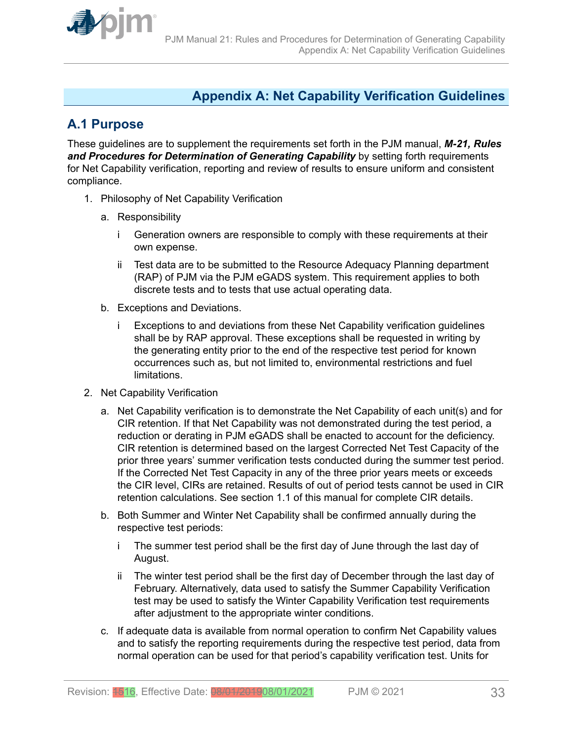# Appendix A: Net Capability Verification Guidelines

## A.1 Purpose

These guidelines are to supplement the requirements set forth in the PJM manual, ***M-21, Rules and Procedures for Determination of Generating Capability*** by setting forth requirements for Net Capability verification, reporting and review of results to ensure uniform and consistent compliance.

1. Philosophy of Net Capability Verification

   a. Responsibility

      i Generation owners are responsible to comply with these requirements at their own expense.

      ii Test data are to be submitted to the Resource Adequacy Planning department (RAP) of PJM via the PJM eGADS system. This requirement applies to both discrete tests and to tests that use actual operating data.

   b. Exceptions and Deviations.

      i Exceptions to and deviations from these Net Capability verification guidelines shall be by RAP approval. These exceptions shall be requested in writing by the generating entity prior to the end of the respective test period for known occurrences such as, but not limited to, environmental restrictions and fuel limitations.

2. Net Capability Verification

   a. Net Capability verification is to demonstrate the Net Capability of each unit(s) and for CIR retention. If that Net Capability was not demonstrated during the test period, a reduction or derating in PJM eGADS shall be enacted to account for the deficiency. CIR retention is determined based on the largest Corrected Net Test Capacity of the prior three years' summer verification tests conducted during the summer test period. If the Corrected Net Test Capacity in any of the three prior years meets or exceeds the CIR level, CIRs are retained. Results of out of period tests cannot be used in CIR retention calculations. See section 1.1 of this manual for complete CIR details.

   b. Both Summer and Winter Net Capability shall be confirmed annually during the respective test periods:

      i The summer test period shall be the first day of June through the last day of August.

      ii The winter test period shall be the first day of December through the last day of February. Alternatively, data used to satisfy the Summer Capability Verification test may be used to satisfy the Winter Capability Verification test requirements after adjustment to the appropriate winter conditions.

   c. If adequate data is available from normal operation to confirm Net Capability values and to satisfy the reporting requirements during the respective test period, data from normal operation can be used for that period's capability verification test. Units for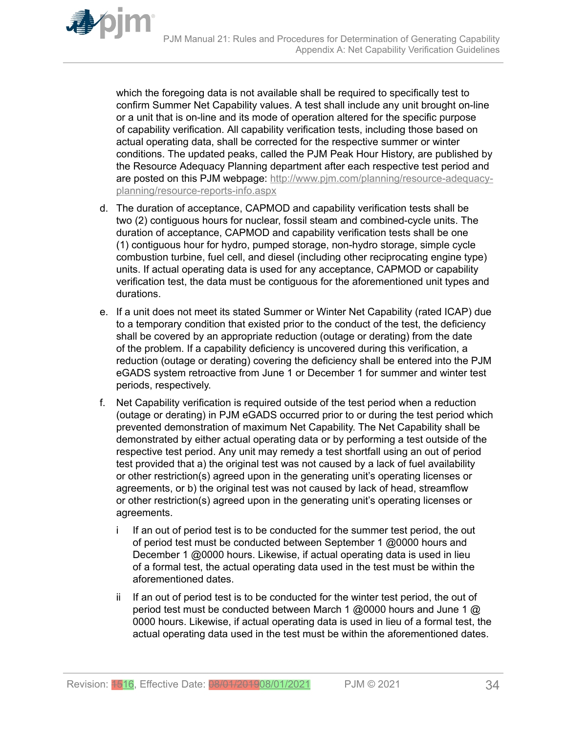which the foregoing data is not available shall be required to specifically test to confirm Summer Net Capability values. A test shall include any unit brought on-line or a unit that is on-line and its mode of operation altered for the specific purpose of capability verification. All capability verification tests, including those based on actual operating data, shall be corrected for the respective summer or winter conditions. The updated peaks, called the PJM Peak Hour History, are published by the Resource Adequacy Planning department after each respective test period and are posted on this PJM webpage: http://www.pjm.com/planning/resource-adequacy-planning/resource-reports-info.aspx

d. The duration of acceptance, CAPMOD and capability verification tests shall be two (2) contiguous hours for nuclear, fossil steam and combined-cycle units. The duration of acceptance, CAPMOD and capability verification tests shall be one (1) contiguous hour for hydro, pumped storage, non-hydro storage, simple cycle combustion turbine, fuel cell, and diesel (including other reciprocating engine type) units. If actual operating data is used for any acceptance, CAPMOD or capability verification test, the data must be contiguous for the aforementioned unit types and durations.

e. If a unit does not meet its stated Summer or Winter Net Capability (rated ICAP) due to a temporary condition that existed prior to the conduct of the test, the deficiency shall be covered by an appropriate reduction (outage or derating) from the date of the problem. If a capability deficiency is uncovered during this verification, a reduction (outage or derating) covering the deficiency shall be entered into the PJM eGADS system retroactive from June 1 or December 1 for summer and winter test periods, respectively.

f. Net Capability verification is required outside of the test period when a reduction (outage or derating) in PJM eGADS occurred prior to or during the test period which prevented demonstration of maximum Net Capability. The Net Capability shall be demonstrated by either actual operating data or by performing a test outside of the respective test period. Any unit may remedy a test shortfall using an out of period test provided that a) the original test was not caused by a lack of fuel availability or other restriction(s) agreed upon in the generating unit's operating licenses or agreements, or b) the original test was not caused by lack of head, streamflow or other restriction(s) agreed upon in the generating unit's operating licenses or agreements.

   i If an out of period test is to be conducted for the summer test period, the out of period test must be conducted between September 1 @0000 hours and December 1 @0000 hours. Likewise, if actual operating data is used in lieu of a formal test, the actual operating data used in the test must be within the aforementioned dates.

   ii If an out of period test is to be conducted for the winter test period, the out of period test must be conducted between March 1 @0000 hours and June 1 @ 0000 hours. Likewise, if actual operating data is used in lieu of a formal test, the actual operating data used in the test must be within the aforementioned dates.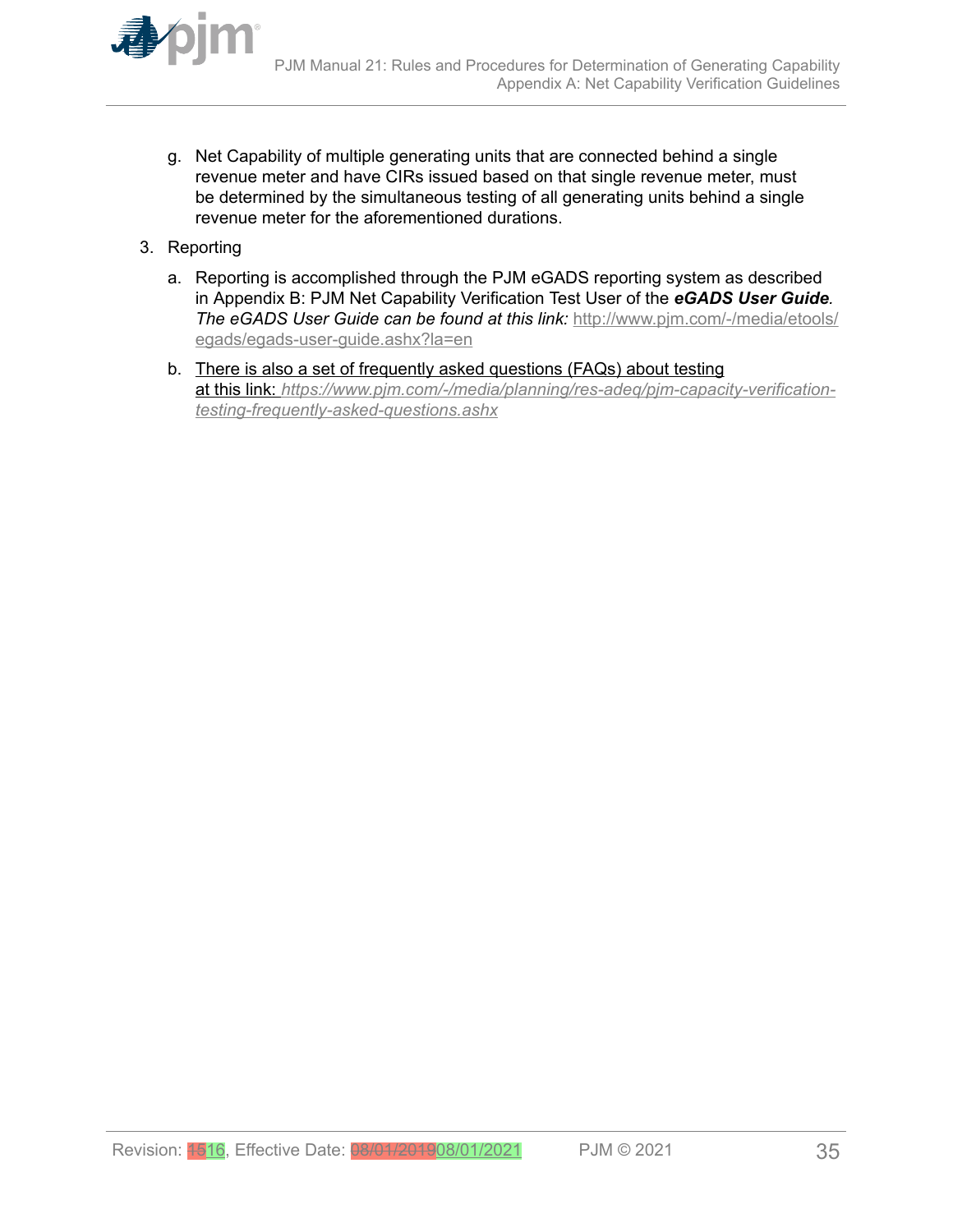g. Net Capability of multiple generating units that are connected behind a single revenue meter and have CIRs issued based on that single revenue meter, must be determined by the simultaneous testing of all generating units behind a single revenue meter for the aforementioned durations.

3. Reporting

   a. Reporting is accomplished through the PJM eGADS reporting system as described in Appendix B: PJM Net Capability Verification Test User of the ***eGADS User Guide****. The eGADS User Guide can be found at this link:* http://www.pjm.com/-/media/etools/egads/egads-user-guide.ashx?la=en

   b. There is also a set of frequently asked questions (FAQs) about testing at this link: *https://www.pjm.com/-/media/planning/res-adeq/pjm-capacity-verification-testing-frequently-asked-questions.ashx*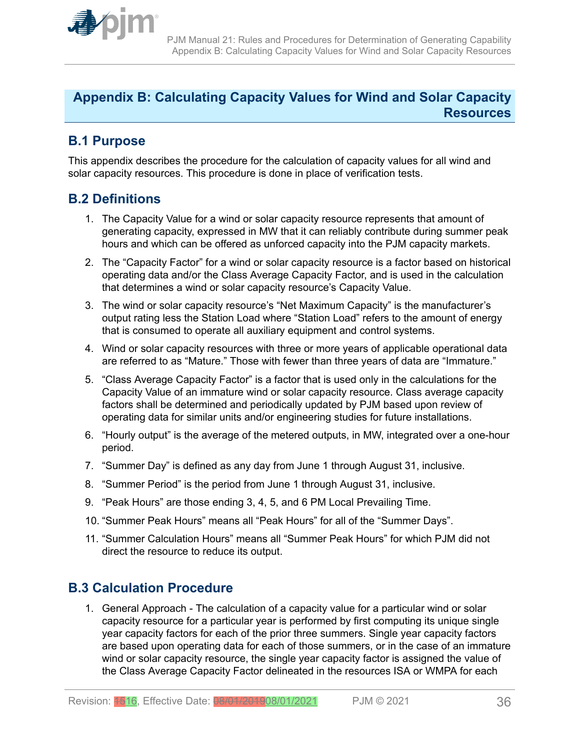## Appendix B: Calculating Capacity Values for Wind and Solar Capacity Resources

### B.1 Purpose

This appendix describes the procedure for the calculation of capacity values for all wind and solar capacity resources. This procedure is done in place of verification tests.

### B.2 Definitions

1. The Capacity Value for a wind or solar capacity resource represents that amount of generating capacity, expressed in MW that it can reliably contribute during summer peak hours and which can be offered as unforced capacity into the PJM capacity markets.
2. The "Capacity Factor" for a wind or solar capacity resource is a factor based on historical operating data and/or the Class Average Capacity Factor, and is used in the calculation that determines a wind or solar capacity resource's Capacity Value.
3. The wind or solar capacity resource's "Net Maximum Capacity" is the manufacturer's output rating less the Station Load where "Station Load" refers to the amount of energy that is consumed to operate all auxiliary equipment and control systems.
4. Wind or solar capacity resources with three or more years of applicable operational data are referred to as "Mature." Those with fewer than three years of data are "Immature."
5. "Class Average Capacity Factor" is a factor that is used only in the calculations for the Capacity Value of an immature wind or solar capacity resource. Class average capacity factors shall be determined and periodically updated by PJM based upon review of operating data for similar units and/or engineering studies for future installations.
6. "Hourly output" is the average of the metered outputs, in MW, integrated over a one-hour period.
7. "Summer Day" is defined as any day from June 1 through August 31, inclusive.
8. "Summer Period" is the period from June 1 through August 31, inclusive.
9. "Peak Hours" are those ending 3, 4, 5, and 6 PM Local Prevailing Time.
10. "Summer Peak Hours" means all "Peak Hours" for all of the "Summer Days".
11. "Summer Calculation Hours" means all "Summer Peak Hours" for which PJM did not direct the resource to reduce its output.

### B.3 Calculation Procedure

1. General Approach - The calculation of a capacity value for a particular wind or solar capacity resource for a particular year is performed by first computing its unique single year capacity factors for each of the prior three summers. Single year capacity factors are based upon operating data for each of those summers, or in the case of an immature wind or solar capacity resource, the single year capacity factor is assigned the value of the Class Average Capacity Factor delineated in the resources ISA or WMPA for each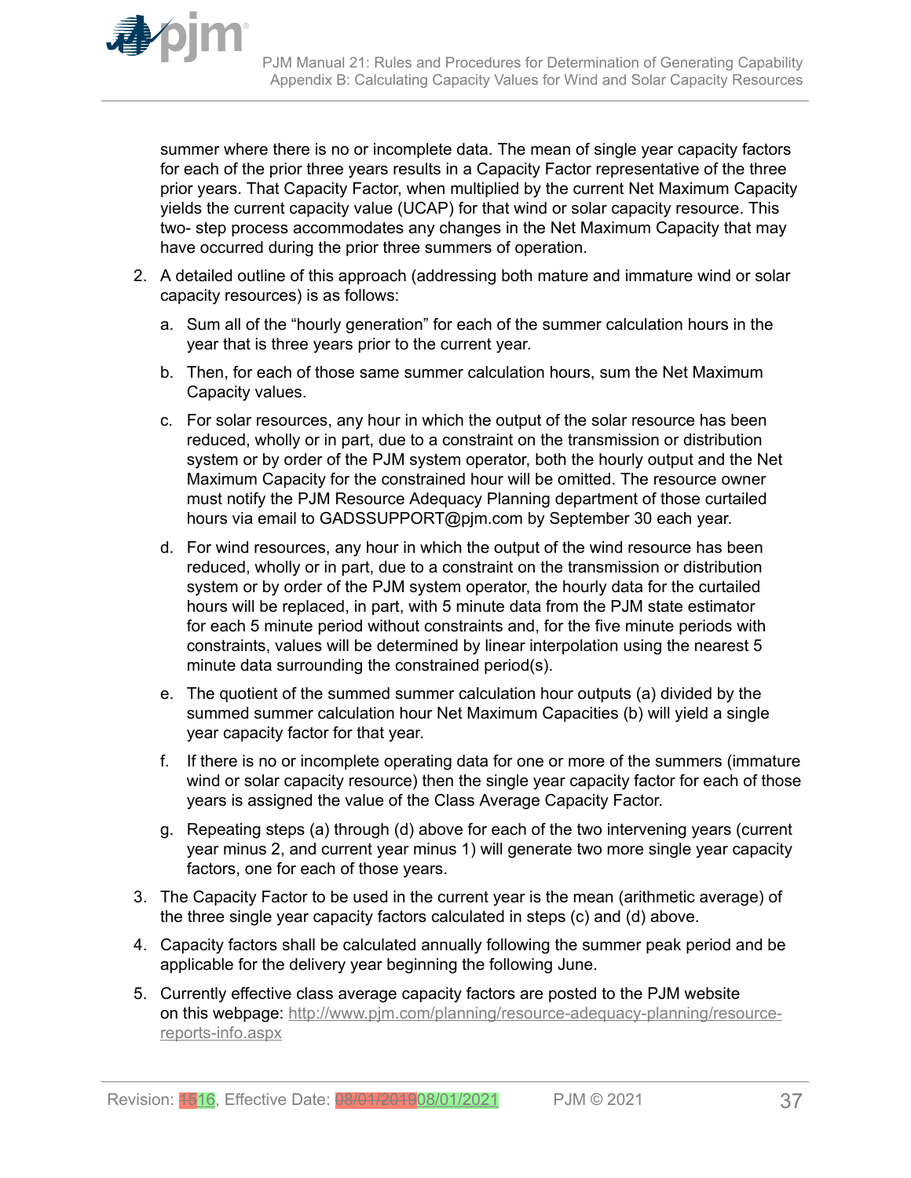summer where there is no or incomplete data. The mean of single year capacity factors for each of the prior three years results in a Capacity Factor representative of the three prior years. That Capacity Factor, when multiplied by the current Net Maximum Capacity yields the current capacity value (UCAP) for that wind or solar capacity resource. This two- step process accommodates any changes in the Net Maximum Capacity that may have occurred during the prior three summers of operation.

2. A detailed outline of this approach (addressing both mature and immature wind or solar capacity resources) is as follows:

    a. Sum all of the "hourly generation" for each of the summer calculation hours in the year that is three years prior to the current year.

    b. Then, for each of those same summer calculation hours, sum the Net Maximum Capacity values.

    c. For solar resources, any hour in which the output of the solar resource has been reduced, wholly or in part, due to a constraint on the transmission or distribution system or by order of the PJM system operator, both the hourly output and the Net Maximum Capacity for the constrained hour will be omitted. The resource owner must notify the PJM Resource Adequacy Planning department of those curtailed hours via email to GADSSUPPORT@pjm.com by September 30 each year.

    d. For wind resources, any hour in which the output of the wind resource has been reduced, wholly or in part, due to a constraint on the transmission or distribution system or by order of the PJM system operator, the hourly data for the curtailed hours will be replaced, in part, with 5 minute data from the PJM state estimator for each 5 minute period without constraints and, for the five minute periods with constraints, values will be determined by linear interpolation using the nearest 5 minute data surrounding the constrained period(s).

    e. The quotient of the summed summer calculation hour outputs (a) divided by the summed summer calculation hour Net Maximum Capacities (b) will yield a single year capacity factor for that year.

    f. If there is no or incomplete operating data for one or more of the summers (immature wind or solar capacity resource) then the single year capacity factor for each of those years is assigned the value of the Class Average Capacity Factor.

    g. Repeating steps (a) through (d) above for each of the two intervening years (current year minus 2, and current year minus 1) will generate two more single year capacity factors, one for each of those years.

3. The Capacity Factor to be used in the current year is the mean (arithmetic average) of the three single year capacity factors calculated in steps (c) and (d) above.

4. Capacity factors shall be calculated annually following the summer peak period and be applicable for the delivery year beginning the following June.

5. Currently effective class average capacity factors are posted to the PJM website on this webpage: http://www.pjm.com/planning/resource-adequacy-planning/resource-reports-info.aspx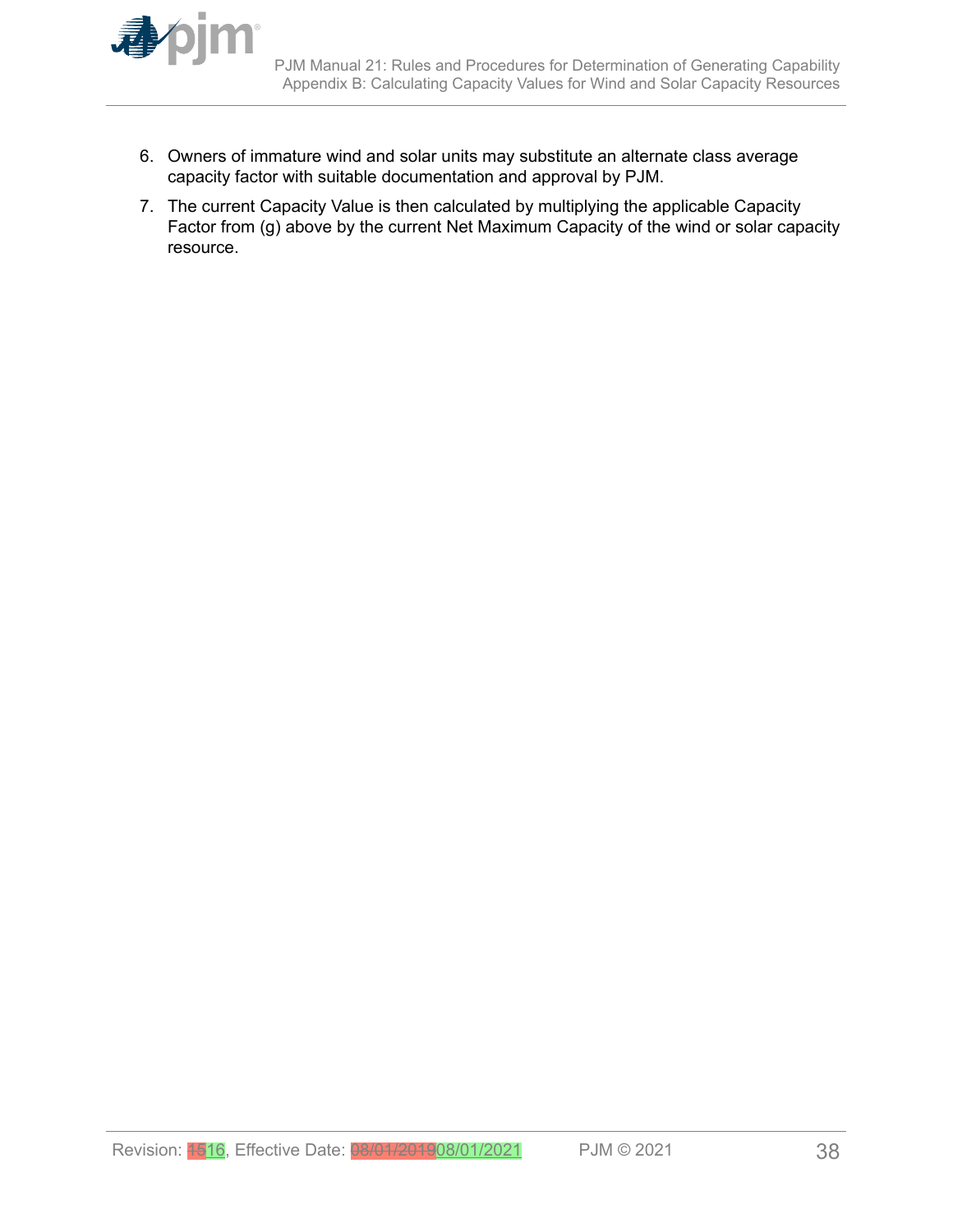6. Owners of immature wind and solar units may substitute an alternate class average capacity factor with suitable documentation and approval by PJM.

7. The current Capacity Value is then calculated by multiplying the applicable Capacity Factor from (g) above by the current Net Maximum Capacity of the wind or solar capacity resource.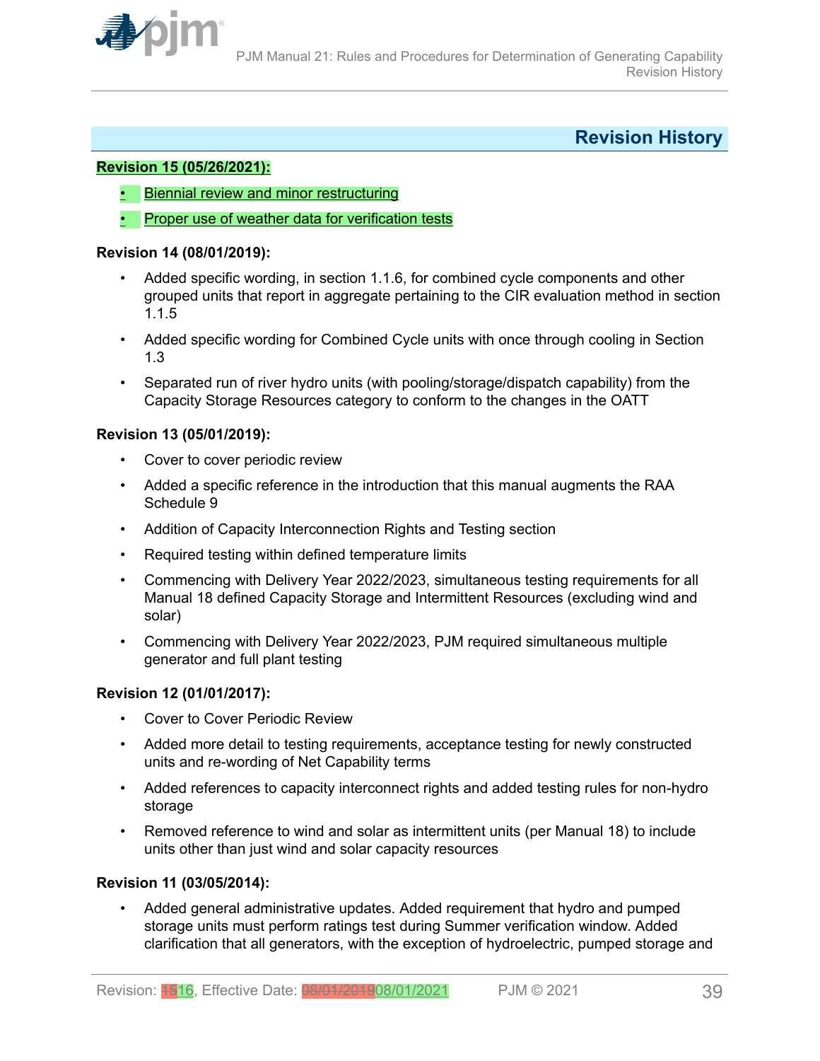## Revision History

**Revision 15 (05/26/2021):**

- Biennial review and minor restructuring
- Proper use of weather data for verification tests

**Revision 14 (08/01/2019):**

- Added specific wording, in section 1.1.6, for combined cycle components and other grouped units that report in aggregate pertaining to the CIR evaluation method in section 1.1.5
- Added specific wording for Combined Cycle units with once through cooling in Section 1.3
- Separated run of river hydro units (with pooling/storage/dispatch capability) from the Capacity Storage Resources category to conform to the changes in the OATT

**Revision 13 (05/01/2019):**

- Cover to cover periodic review
- Added a specific reference in the introduction that this manual augments the RAA Schedule 9
- Addition of Capacity Interconnection Rights and Testing section
- Required testing within defined temperature limits
- Commencing with Delivery Year 2022/2023, simultaneous testing requirements for all Manual 18 defined Capacity Storage and Intermittent Resources (excluding wind and solar)
- Commencing with Delivery Year 2022/2023, PJM required simultaneous multiple generator and full plant testing

**Revision 12 (01/01/2017):**

- Cover to Cover Periodic Review
- Added more detail to testing requirements, acceptance testing for newly constructed units and re-wording of Net Capability terms
- Added references to capacity interconnect rights and added testing rules for non-hydro storage
- Removed reference to wind and solar as intermittent units (per Manual 18) to include units other than just wind and solar capacity resources

**Revision 11 (03/05/2014):**

- Added general administrative updates. Added requirement that hydro and pumped storage units must perform ratings test during Summer verification window. Added clarification that all generators, with the exception of hydroelectric, pumped storage and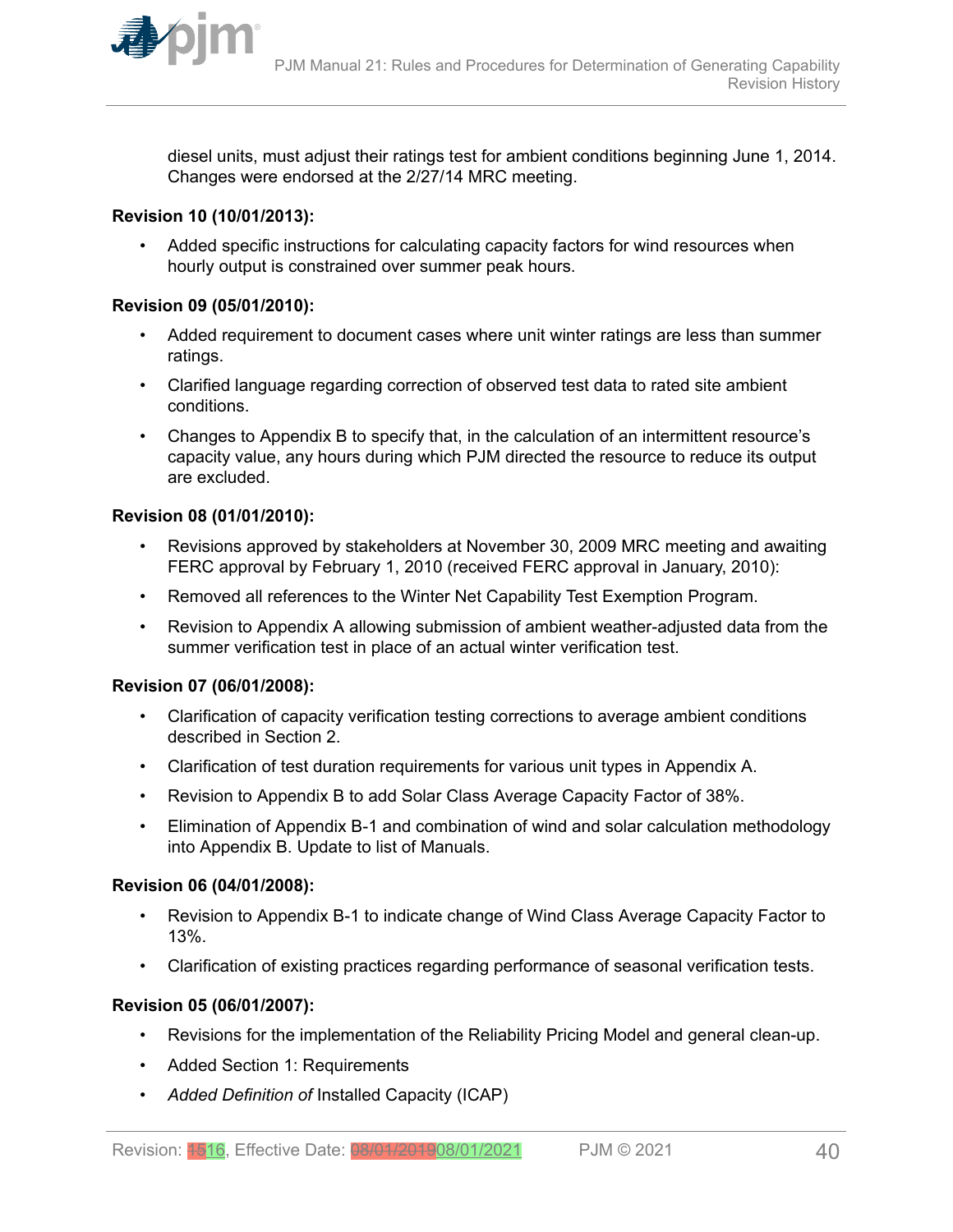diesel units, must adjust their ratings test for ambient conditions beginning June 1, 2014. Changes were endorsed at the 2/27/14 MRC meeting.

**Revision 10 (10/01/2013):**

- Added specific instructions for calculating capacity factors for wind resources when hourly output is constrained over summer peak hours.

**Revision 09 (05/01/2010):**

- Added requirement to document cases where unit winter ratings are less than summer ratings.
- Clarified language regarding correction of observed test data to rated site ambient conditions.
- Changes to Appendix B to specify that, in the calculation of an intermittent resource's capacity value, any hours during which PJM directed the resource to reduce its output are excluded.

**Revision 08 (01/01/2010):**

- Revisions approved by stakeholders at November 30, 2009 MRC meeting and awaiting FERC approval by February 1, 2010 (received FERC approval in January, 2010):
- Removed all references to the Winter Net Capability Test Exemption Program.
- Revision to Appendix A allowing submission of ambient weather-adjusted data from the summer verification test in place of an actual winter verification test.

**Revision 07 (06/01/2008):**

- Clarification of capacity verification testing corrections to average ambient conditions described in Section 2.
- Clarification of test duration requirements for various unit types in Appendix A.
- Revision to Appendix B to add Solar Class Average Capacity Factor of 38%.
- Elimination of Appendix B-1 and combination of wind and solar calculation methodology into Appendix B. Update to list of Manuals.

**Revision 06 (04/01/2008):**

- Revision to Appendix B-1 to indicate change of Wind Class Average Capacity Factor to 13%.
- Clarification of existing practices regarding performance of seasonal verification tests.

**Revision 05 (06/01/2007):**

- Revisions for the implementation of the Reliability Pricing Model and general clean-up.
- Added Section 1: Requirements
- *Added Definition of* Installed Capacity (ICAP)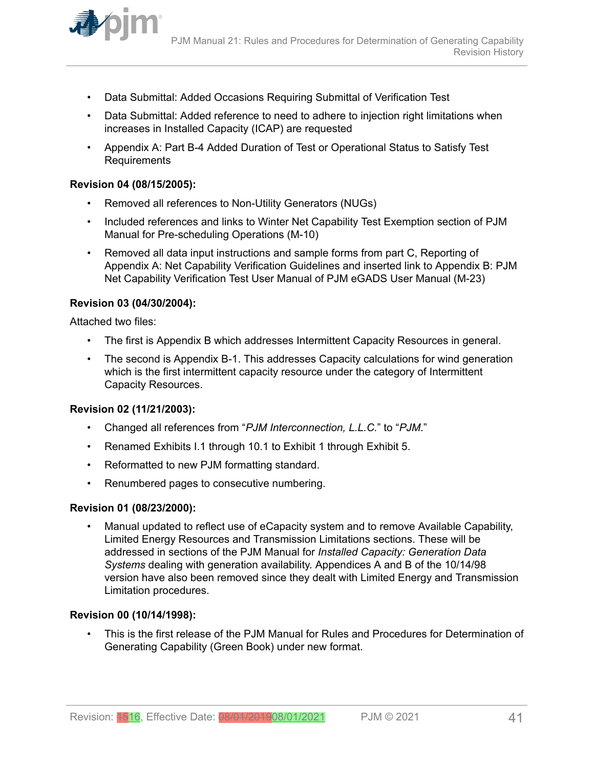- Data Submittal: Added Occasions Requiring Submittal of Verification Test
- Data Submittal: Added reference to need to adhere to injection right limitations when increases in Installed Capacity (ICAP) are requested
- Appendix A: Part B-4 Added Duration of Test or Operational Status to Satisfy Test Requirements

**Revision 04 (08/15/2005):**

- Removed all references to Non-Utility Generators (NUGs)
- Included references and links to Winter Net Capability Test Exemption section of PJM Manual for Pre-scheduling Operations (M-10)
- Removed all data input instructions and sample forms from part C, Reporting of Appendix A: Net Capability Verification Guidelines and inserted link to Appendix B: PJM Net Capability Verification Test User Manual of PJM eGADS User Manual (M-23)

**Revision 03 (04/30/2004):**

Attached two files:

- The first is Appendix B which addresses Intermittent Capacity Resources in general.
- The second is Appendix B-1. This addresses Capacity calculations for wind generation which is the first intermittent capacity resource under the category of Intermittent Capacity Resources.

**Revision 02 (11/21/2003):**

- Changed all references from "*PJM Interconnection, L.L.C.*" to "*PJM*."
- Renamed Exhibits I.1 through 10.1 to Exhibit 1 through Exhibit 5.
- Reformatted to new PJM formatting standard.
- Renumbered pages to consecutive numbering.

**Revision 01 (08/23/2000):**

- Manual updated to reflect use of eCapacity system and to remove Available Capability, Limited Energy Resources and Transmission Limitations sections. These will be addressed in sections of the PJM Manual for *Installed Capacity: Generation Data Systems* dealing with generation availability. Appendices A and B of the 10/14/98 version have also been removed since they dealt with Limited Energy and Transmission Limitation procedures.

**Revision 00 (10/14/1998):**

- This is the first release of the PJM Manual for Rules and Procedures for Determination of Generating Capability (Green Book) under new format.